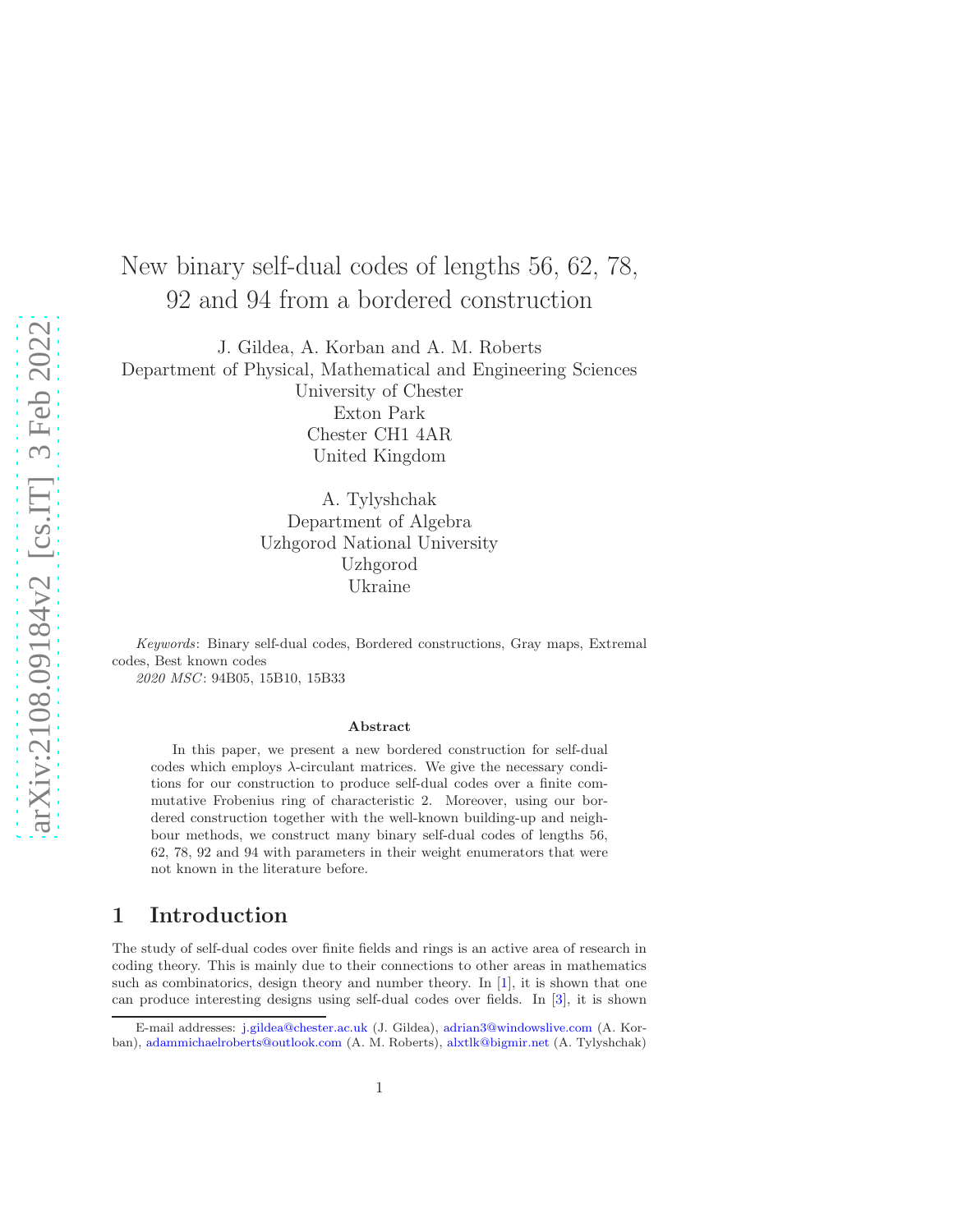# New binary self-dual codes of lengths 56, 62, 78, 92 and 94 from a bordered construction

J. Gildea, A. Korban and A. M. Roberts
Department of Physical, Mathematical and Engineering Sciences
University of Chester
Exton Park
Chester CH1 4AR
United Kingdom

A. Tylyshchak
Department of Algebra
Uzhgorod National University
Uzhgorod
Ukraine

*Keywords*: Binary self-dual codes, Bordered constructions, Gray maps, Extremal codes, Best known codes

*2020 MSC*: 94B05, 15B10, 15B33

### Abstract

In this paper, we present a new bordered construction for self-dual codes which employs $\lambda$-circulant matrices. We give the necessary conditions for our construction to produce self-dual codes over a finite commutative Frobenius ring of characteristic 2. Moreover, using our bordered construction together with the well-known building-up and neighbour methods, we construct many binary self-dual codes of lengths 56, 62, 78, 92 and 94 with parameters in their weight enumerators that were not known in the literature before.

## 1 Introduction

The study of self-dual codes over finite fields and rings is an active area of research in coding theory. This is mainly due to their connections to other areas in mathematics such as combinatorics, design theory and number theory. In [1], it is shown that one can produce interesting designs using self-dual codes over fields. In [3], it is shown

E-mail addresses: j.gildea@chester.ac.uk (J. Gildea), adrian3@windowslive.com (A. Korban), adammichaelroberts@outlook.com (A. M. Roberts), alxtlk@bigmir.net (A. Tylyshchak)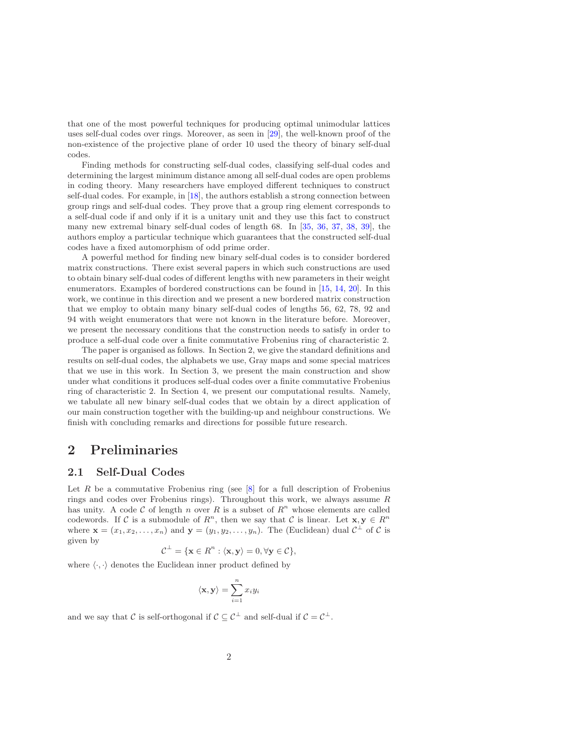that one of the most powerful techniques for producing optimal unimodular lattices uses self-dual codes over rings. Moreover, as seen in [29], the well-known proof of the non-existence of the projective plane of order 10 used the theory of binary self-dual codes.

Finding methods for constructing self-dual codes, classifying self-dual codes and determining the largest minimum distance among all self-dual codes are open problems in coding theory. Many researchers have employed different techniques to construct self-dual codes. For example, in [18], the authors establish a strong connection between group rings and self-dual codes. They prove that a group ring element corresponds to a self-dual code if and only if it is a unitary unit and they use this fact to construct many new extremal binary self-dual codes of length 68. In [35, 36, 37, 38, 39], the authors employ a particular technique which guarantees that the constructed self-dual codes have a fixed automorphism of odd prime order.

A powerful method for finding new binary self-dual codes is to consider bordered matrix constructions. There exist several papers in which such constructions are used to obtain binary self-dual codes of different lengths with new parameters in their weight enumerators. Examples of bordered constructions can be found in [15, 14, 20]. In this work, we continue in this direction and we present a new bordered matrix construction that we employ to obtain many binary self-dual codes of lengths 56, 62, 78, 92 and 94 with weight enumerators that were not known in the literature before. Moreover, we present the necessary conditions that the construction needs to satisfy in order to produce a self-dual code over a finite commutative Frobenius ring of characteristic 2.

The paper is organised as follows. In Section 2, we give the standard definitions and results on self-dual codes, the alphabets we use, Gray maps and some special matrices that we use in this work. In Section 3, we present the main construction and show under what conditions it produces self-dual codes over a finite commutative Frobenius ring of characteristic 2. In Section 4, we present our computational results. Namely, we tabulate all new binary self-dual codes that we obtain by a direct application of our main construction together with the building-up and neighbour constructions. We finish with concluding remarks and directions for possible future research.

# 2 Preliminaries

## 2.1 Self-Dual Codes

Let $R$ be a commutative Frobenius ring (see [8] for a full description of Frobenius rings and codes over Frobenius rings). Throughout this work, we always assume $R$ has unity. A code $\mathcal{C}$ of length $n$ over $R$ is a subset of $R^n$ whose elements are called codewords. If $\mathcal{C}$ is a submodule of $R^n$, then we say that $\mathcal{C}$ is linear. Let $\mathbf{x}, \mathbf{y} \in R^n$ where $\mathbf{x} = (x_1, x_2, \dots, x_n)$ and $\mathbf{y} = (y_1, y_2, \dots, y_n)$. The (Euclidean) dual $\mathcal{C}^\perp$ of $\mathcal{C}$ is given by

$$\mathcal{C}^\perp = \{\mathbf{x} \in R^n : \langle \mathbf{x}, \mathbf{y} \rangle = 0, \forall \mathbf{y} \in \mathcal{C}\},$$

where $\langle \cdot, \cdot \rangle$ denotes the Euclidean inner product defined by

$$\langle \mathbf{x}, \mathbf{y} \rangle = \sum_{i=1}^{n} x_i y_i$$

and we say that $\mathcal{C}$ is self-orthogonal if $\mathcal{C} \subseteq \mathcal{C}^\perp$ and self-dual if $\mathcal{C} = \mathcal{C}^\perp$.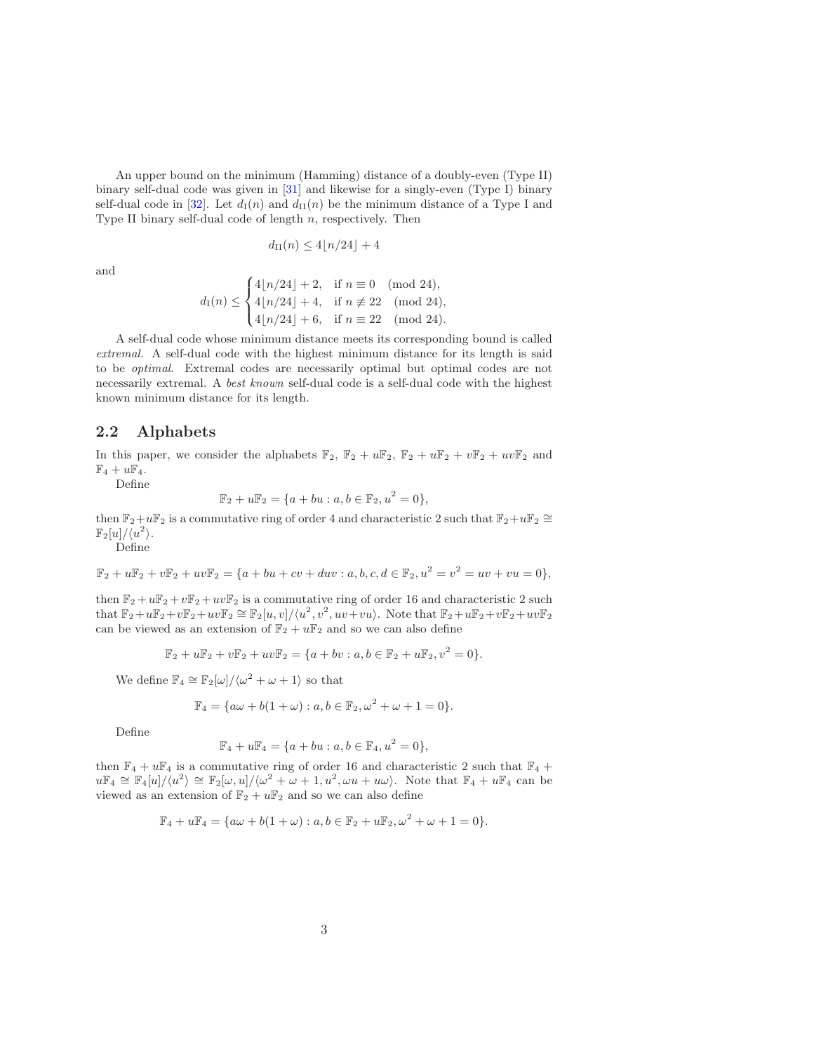An upper bound on the minimum (Hamming) distance of a doubly-even (Type II) binary self-dual code was given in [31] and likewise for a singly-even (Type I) binary self-dual code in [32]. Let $d_{\mathrm{I}}(n)$ and $d_{\mathrm{II}}(n)$ be the minimum distance of a Type I and Type II binary self-dual code of length $n$, respectively. Then

$$d_{\mathrm{II}}(n) \leq 4\lfloor n/24 \rfloor + 4$$

and

$$d_{\mathrm{I}}(n) \leq \begin{cases} 4\lfloor n/24 \rfloor + 2, & \text{if } n \equiv 0 \pmod{24}, \\ 4\lfloor n/24 \rfloor + 4, & \text{if } n \not\equiv 22 \pmod{24}, \\ 4\lfloor n/24 \rfloor + 6, & \text{if } n \equiv 22 \pmod{24}. \end{cases}$$

A self-dual code whose minimum distance meets its corresponding bound is called *extremal*. A self-dual code with the highest minimum distance for its length is said to be *optimal*. Extremal codes are necessarily optimal but optimal codes are not necessarily extremal. A *best known* self-dual code is a self-dual code with the highest known minimum distance for its length.

## 2.2 Alphabets

In this paper, we consider the alphabets $\mathbb{F}_2$, $\mathbb{F}_2 + u\mathbb{F}_2$, $\mathbb{F}_2 + u\mathbb{F}_2 + v\mathbb{F}_2 + uv\mathbb{F}_2$ and $\mathbb{F}_4 + u\mathbb{F}_4$.

Define

$$\mathbb{F}_2 + u\mathbb{F}_2 = \{a + bu : a, b \in \mathbb{F}_2, u^2 = 0\},$$

then $\mathbb{F}_2 + u\mathbb{F}_2$ is a commutative ring of order 4 and characteristic 2 such that $\mathbb{F}_2 + u\mathbb{F}_2 \cong \mathbb{F}_2[u]/\langle u^2 \rangle$.

Define

$$\mathbb{F}_2 + u\mathbb{F}_2 + v\mathbb{F}_2 + uv\mathbb{F}_2 = \{a + bu + cv + duv : a, b, c, d \in \mathbb{F}_2, u^2 = v^2 = uv + vu = 0\},$$

then $\mathbb{F}_2 + u\mathbb{F}_2 + v\mathbb{F}_2 + uv\mathbb{F}_2$ is a commutative ring of order 16 and characteristic 2 such that $\mathbb{F}_2 + u\mathbb{F}_2 + v\mathbb{F}_2 + uv\mathbb{F}_2 \cong \mathbb{F}_2[u, v]/\langle u^2, v^2, uv + vu \rangle$. Note that $\mathbb{F}_2 + u\mathbb{F}_2 + v\mathbb{F}_2 + uv\mathbb{F}_2$ can be viewed as an extension of $\mathbb{F}_2 + u\mathbb{F}_2$ and so we can also define

$$\mathbb{F}_2 + u\mathbb{F}_2 + v\mathbb{F}_2 + uv\mathbb{F}_2 = \{a + bv : a, b \in \mathbb{F}_2 + u\mathbb{F}_2, v^2 = 0\}.$$

We define $\mathbb{F}_4 \cong \mathbb{F}_2[\omega]/\langle \omega^2 + \omega + 1 \rangle$ so that

$$\mathbb{F}_4 = \{a\omega + b(1 + \omega) : a, b \in \mathbb{F}_2, \omega^2 + \omega + 1 = 0\}.$$

Define

$$\mathbb{F}_4 + u\mathbb{F}_4 = \{a + bu : a, b \in \mathbb{F}_4, u^2 = 0\},$$

then $\mathbb{F}_4 + u\mathbb{F}_4$ is a commutative ring of order 16 and characteristic 2 such that $\mathbb{F}_4 + u\mathbb{F}_4 \cong \mathbb{F}_4[u]/\langle u^2 \rangle \cong \mathbb{F}_2[\omega, u]/\langle \omega^2 + \omega + 1, u^2, \omega u + u\omega \rangle$. Note that $\mathbb{F}_4 + u\mathbb{F}_4$ can be viewed as an extension of $\mathbb{F}_2 + u\mathbb{F}_2$ and so we can also define

$$\mathbb{F}_4 + u\mathbb{F}_4 = \{a\omega + b(1 + \omega) : a, b \in \mathbb{F}_2 + u\mathbb{F}_2, \omega^2 + \omega + 1 = 0\}.$$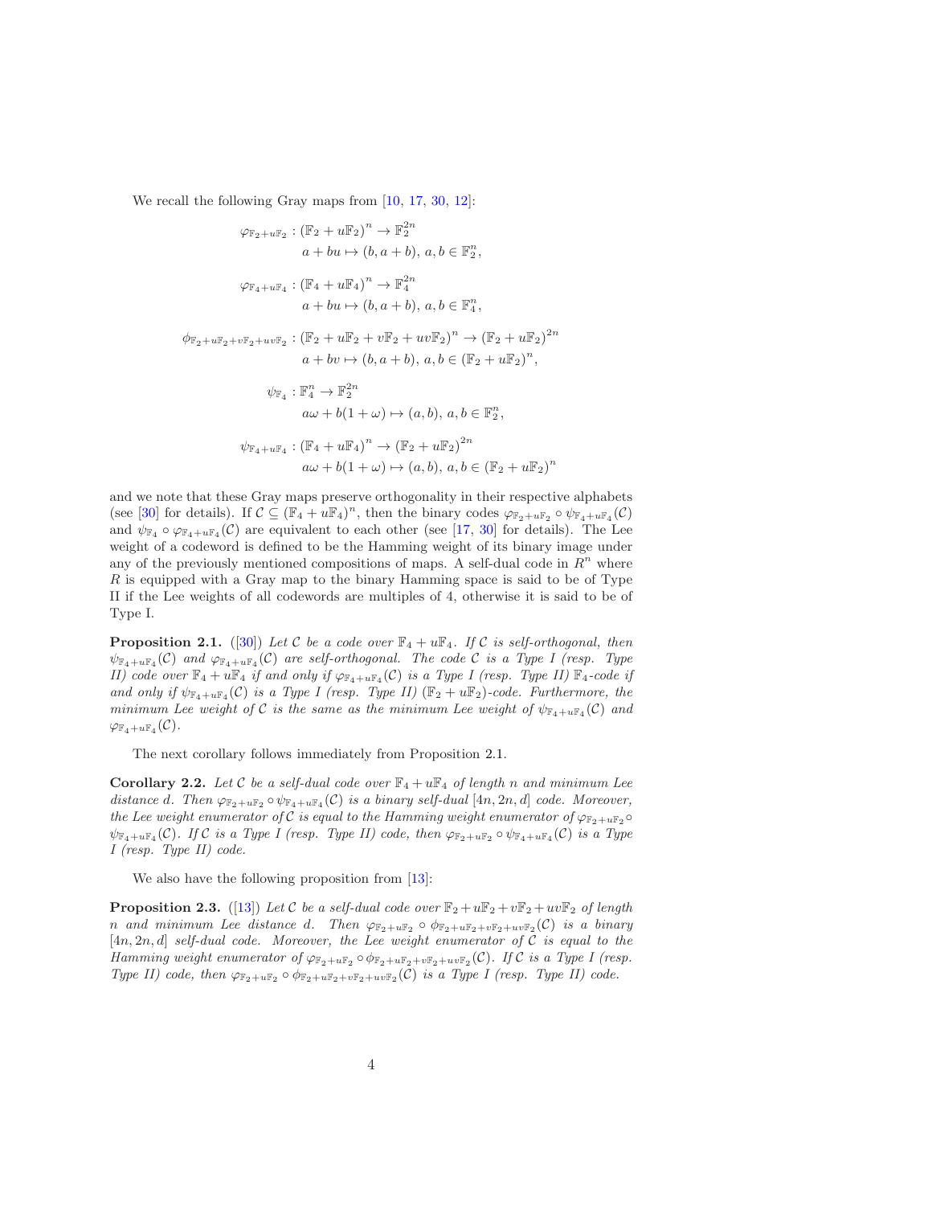We recall the following Gray maps from [10, 17, 30, 12]:

$$\varphi_{\mathbb{F}_2+u\mathbb{F}_2} : (\mathbb{F}_2 + u\mathbb{F}_2)^n \to \mathbb{F}_2^{2n}$$
$$a + bu \mapsto (b, a + b),\ a, b \in \mathbb{F}_2^n,$$

$$\varphi_{\mathbb{F}_4+u\mathbb{F}_4} : (\mathbb{F}_4 + u\mathbb{F}_4)^n \to \mathbb{F}_4^{2n}$$
$$a + bu \mapsto (b, a + b),\ a, b \in \mathbb{F}_4^n,$$

$$\phi_{\mathbb{F}_2+u\mathbb{F}_2+v\mathbb{F}_2+uv\mathbb{F}_2} : (\mathbb{F}_2 + u\mathbb{F}_2 + v\mathbb{F}_2 + uv\mathbb{F}_2)^n \to (\mathbb{F}_2 + u\mathbb{F}_2)^{2n}$$
$$a + bv \mapsto (b, a + b),\ a, b \in (\mathbb{F}_2 + u\mathbb{F}_2)^n,$$

$$\psi_{\mathbb{F}_4} : \mathbb{F}_4^n \to \mathbb{F}_2^{2n}$$
$$a\omega + b(1 + \omega) \mapsto (a, b),\ a, b \in \mathbb{F}_2^n,$$

$$\psi_{\mathbb{F}_4+u\mathbb{F}_4} : (\mathbb{F}_4 + u\mathbb{F}_4)^n \to (\mathbb{F}_2 + u\mathbb{F}_2)^{2n}$$
$$a\omega + b(1 + \omega) \mapsto (a, b),\ a, b \in (\mathbb{F}_2 + u\mathbb{F}_2)^n$$

and we note that these Gray maps preserve orthogonality in their respective alphabets (see [30] for details). If $\mathcal{C} \subseteq (\mathbb{F}_4 + u\mathbb{F}_4)^n$, then the binary codes $\varphi_{\mathbb{F}_2+u\mathbb{F}_2} \circ \psi_{\mathbb{F}_4+u\mathbb{F}_4}(\mathcal{C})$ and $\psi_{\mathbb{F}_4} \circ \varphi_{\mathbb{F}_4+u\mathbb{F}_4}(\mathcal{C})$ are equivalent to each other (see [17, 30] for details). The Lee weight of a codeword is defined to be the Hamming weight of its binary image under any of the previously mentioned compositions of maps. A self-dual code in $R^n$ where $R$ is equipped with a Gray map to the binary Hamming space is said to be of Type II if the Lee weights of all codewords are multiples of 4, otherwise it is said to be of Type I.

**Proposition 2.1.** ([30]) *Let $\mathcal{C}$ be a code over $\mathbb{F}_4 + u\mathbb{F}_4$. If $\mathcal{C}$ is self-orthogonal, then $\psi_{\mathbb{F}_4+u\mathbb{F}_4}(\mathcal{C})$ and $\varphi_{\mathbb{F}_4+u\mathbb{F}_4}(\mathcal{C})$ are self-orthogonal. The code $\mathcal{C}$ is a Type I (resp. Type II) code over $\mathbb{F}_4 + u\mathbb{F}_4$ if and only if $\varphi_{\mathbb{F}_4+u\mathbb{F}_4}(\mathcal{C})$ is a Type I (resp. Type II) $\mathbb{F}_4$-code if and only if $\psi_{\mathbb{F}_4+u\mathbb{F}_4}(\mathcal{C})$ is a Type I (resp. Type II) $(\mathbb{F}_2 + u\mathbb{F}_2)$-code. Furthermore, the minimum Lee weight of $\mathcal{C}$ is the same as the minimum Lee weight of $\psi_{\mathbb{F}_4+u\mathbb{F}_4}(\mathcal{C})$ and $\varphi_{\mathbb{F}_4+u\mathbb{F}_4}(\mathcal{C})$.*

The next corollary follows immediately from Proposition 2.1.

**Corollary 2.2.** *Let $\mathcal{C}$ be a self-dual code over $\mathbb{F}_4 + u\mathbb{F}_4$ of length $n$ and minimum Lee distance $d$. Then $\varphi_{\mathbb{F}_2+u\mathbb{F}_2} \circ \psi_{\mathbb{F}_4+u\mathbb{F}_4}(\mathcal{C})$ is a binary self-dual $[4n, 2n, d]$ code. Moreover, the Lee weight enumerator of $\mathcal{C}$ is equal to the Hamming weight enumerator of $\varphi_{\mathbb{F}_2+u\mathbb{F}_2} \circ \psi_{\mathbb{F}_4+u\mathbb{F}_4}(\mathcal{C})$. If $\mathcal{C}$ is a Type I (resp. Type II) code, then $\varphi_{\mathbb{F}_2+u\mathbb{F}_2} \circ \psi_{\mathbb{F}_4+u\mathbb{F}_4}(\mathcal{C})$ is a Type I (resp. Type II) code.*

We also have the following proposition from [13]:

**Proposition 2.3.** ([13]) *Let $\mathcal{C}$ be a self-dual code over $\mathbb{F}_2 + u\mathbb{F}_2 + v\mathbb{F}_2 + uv\mathbb{F}_2$ of length $n$ and minimum Lee distance $d$. Then $\varphi_{\mathbb{F}_2+u\mathbb{F}_2} \circ \phi_{\mathbb{F}_2+u\mathbb{F}_2+v\mathbb{F}_2+uv\mathbb{F}_2}(\mathcal{C})$ is a binary $[4n, 2n, d]$ self-dual code. Moreover, the Lee weight enumerator of $\mathcal{C}$ is equal to the Hamming weight enumerator of $\varphi_{\mathbb{F}_2+u\mathbb{F}_2} \circ \phi_{\mathbb{F}_2+u\mathbb{F}_2+v\mathbb{F}_2+uv\mathbb{F}_2}(\mathcal{C})$. If $\mathcal{C}$ is a Type I (resp. Type II) code, then $\varphi_{\mathbb{F}_2+u\mathbb{F}_2} \circ \phi_{\mathbb{F}_2+u\mathbb{F}_2+v\mathbb{F}_2+uv\mathbb{F}_2}(\mathcal{C})$ is a Type I (resp. Type II) code.*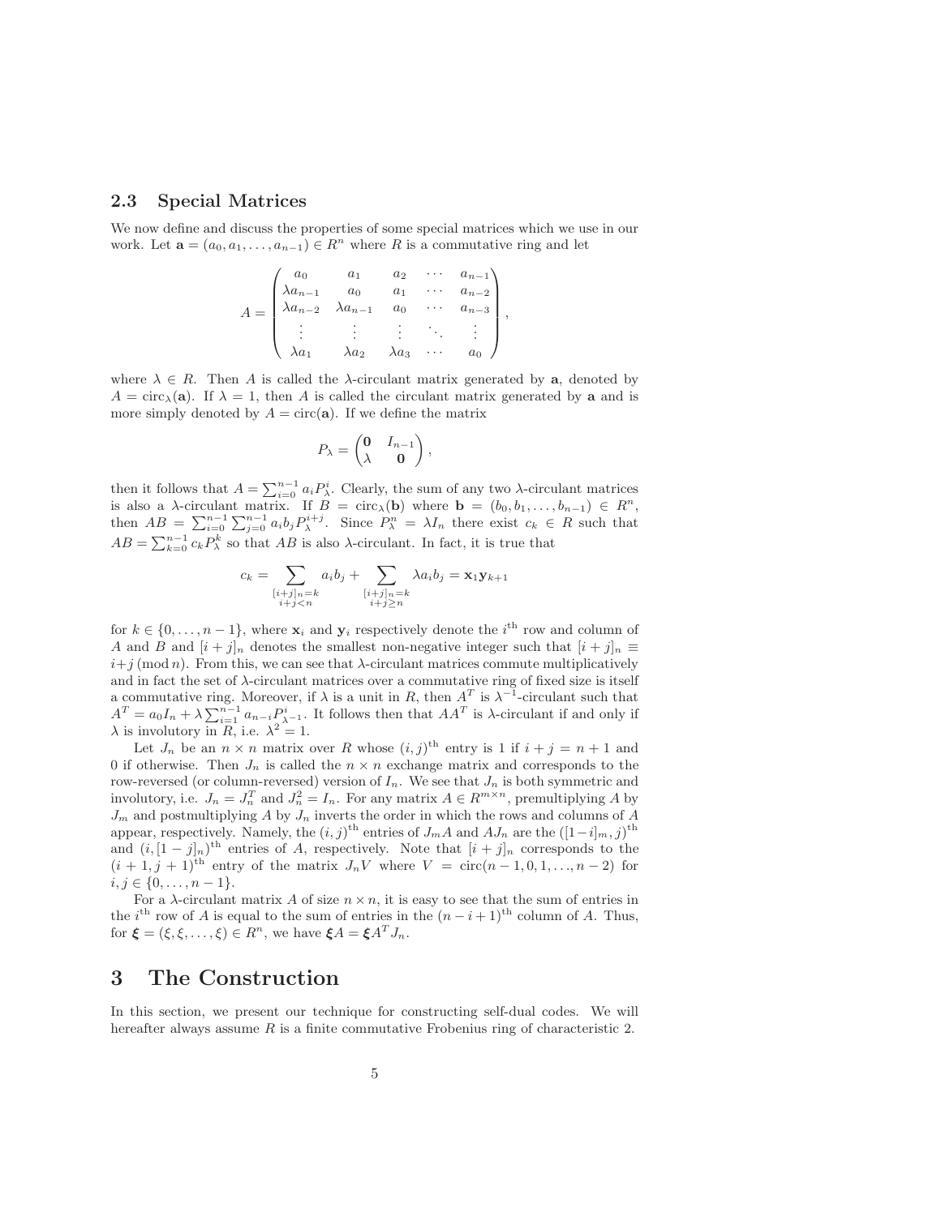## 2.3 Special Matrices

We now define and discuss the properties of some special matrices which we use in our work. Let $\mathbf{a} = (a_0, a_1, \ldots, a_{n-1}) \in R^n$ where $R$ is a commutative ring and let

$$A = \begin{pmatrix} a_0 & a_1 & a_2 & \cdots & a_{n-1} \\ \lambda a_{n-1} & a_0 & a_1 & \cdots & a_{n-2} \\ \lambda a_{n-2} & \lambda a_{n-1} & a_0 & \cdots & a_{n-3} \\ \vdots & \vdots & \vdots & \ddots & \vdots \\ \lambda a_1 & \lambda a_2 & \lambda a_3 & \cdots & a_0 \end{pmatrix},$$

where $\lambda \in R$. Then $A$ is called the $\lambda$-circulant matrix generated by $\mathbf{a}$, denoted by $A = \text{circ}_\lambda(\mathbf{a})$. If $\lambda = 1$, then $A$ is called the circulant matrix generated by $\mathbf{a}$ and is more simply denoted by $A = \text{circ}(\mathbf{a})$. If we define the matrix

$$P_\lambda = \begin{pmatrix} \mathbf{0} & I_{n-1} \\ \lambda & \mathbf{0} \end{pmatrix},$$

then it follows that $A = \sum_{i=0}^{n-1} a_i P_\lambda^i$. Clearly, the sum of any two $\lambda$-circulant matrices is also a $\lambda$-circulant matrix. If $B = \text{circ}_\lambda(\mathbf{b})$ where $\mathbf{b} = (b_0, b_1, \ldots, b_{n-1}) \in R^n$, then $AB = \sum_{i=0}^{n-1} \sum_{j=0}^{n-1} a_i b_j P_\lambda^{i+j}$. Since $P_\lambda^n = \lambda I_n$ there exist $c_k \in R$ such that $AB = \sum_{k=0}^{n-1} c_k P_\lambda^k$ so that $AB$ is also $\lambda$-circulant. In fact, it is true that

$$c_k = \sum_{\substack{[i+j]_n = k \\ i+j<n}} a_i b_j + \sum_{\substack{[i+j]_n = k \\ i+j \geq n}} \lambda a_i b_j = \mathbf{x}_1 \mathbf{y}_{k+1}$$

for $k \in \{0, \ldots, n-1\}$, where $\mathbf{x}_i$ and $\mathbf{y}_i$ respectively denote the $i^{\text{th}}$ row and column of $A$ and $B$ and $[i+j]_n$ denotes the smallest non-negative integer such that $[i+j]_n \equiv i+j \,(\text{mod}\, n)$. From this, we can see that $\lambda$-circulant matrices commute multiplicatively and in fact the set of $\lambda$-circulant matrices over a commutative ring of fixed size is itself a commutative ring. Moreover, if $\lambda$ is a unit in $R$, then $A^T$ is $\lambda^{-1}$-circulant such that $A^T = a_0 I_n + \lambda \sum_{i=1}^{n-1} a_{n-i} P_{\lambda^{-1}}^i$. It follows then that $AA^T$ is $\lambda$-circulant if and only if $\lambda$ is involutory in $R$, i.e. $\lambda^2 = 1$.

Let $J_n$ be an $n \times n$ matrix over $R$ whose $(i,j)^{\text{th}}$ entry is 1 if $i + j = n + 1$ and 0 if otherwise. Then $J_n$ is called the $n \times n$ exchange matrix and corresponds to the row-reversed (or column-reversed) version of $I_n$. We see that $J_n$ is both symmetric and involutory, i.e. $J_n = J_n^T$ and $J_n^2 = I_n$. For any matrix $A \in R^{m \times n}$, premultiplying $A$ by $J_m$ and postmultiplying $A$ by $J_n$ inverts the order in which the rows and columns of $A$ appear, respectively. Namely, the $(i,j)^{\text{th}}$ entries of $J_m A$ and $AJ_n$ are the $([1-i]_m, j)^{\text{th}}$ and $(i, [1-j]_n)^{\text{th}}$ entries of $A$, respectively. Note that $[i+j]_n$ corresponds to the $(i+1, j+1)^{\text{th}}$ entry of the matrix $J_n V$ where $V = \text{circ}(n-1, 0, 1, \ldots, n-2)$ for $i, j \in \{0, \ldots, n-1\}$.

For a $\lambda$-circulant matrix $A$ of size $n \times n$, it is easy to see that the sum of entries in the $i^{\text{th}}$ row of $A$ is equal to the sum of entries in the $(n-i+1)^{\text{th}}$ column of $A$. Thus, for $\boldsymbol{\xi} = (\xi, \xi, \ldots, \xi) \in R^n$, we have $\boldsymbol{\xi} A = \boldsymbol{\xi} A^T J_n$.

# 3 The Construction

In this section, we present our technique for constructing self-dual codes. We will hereafter always assume $R$ is a finite commutative Frobenius ring of characteristic 2.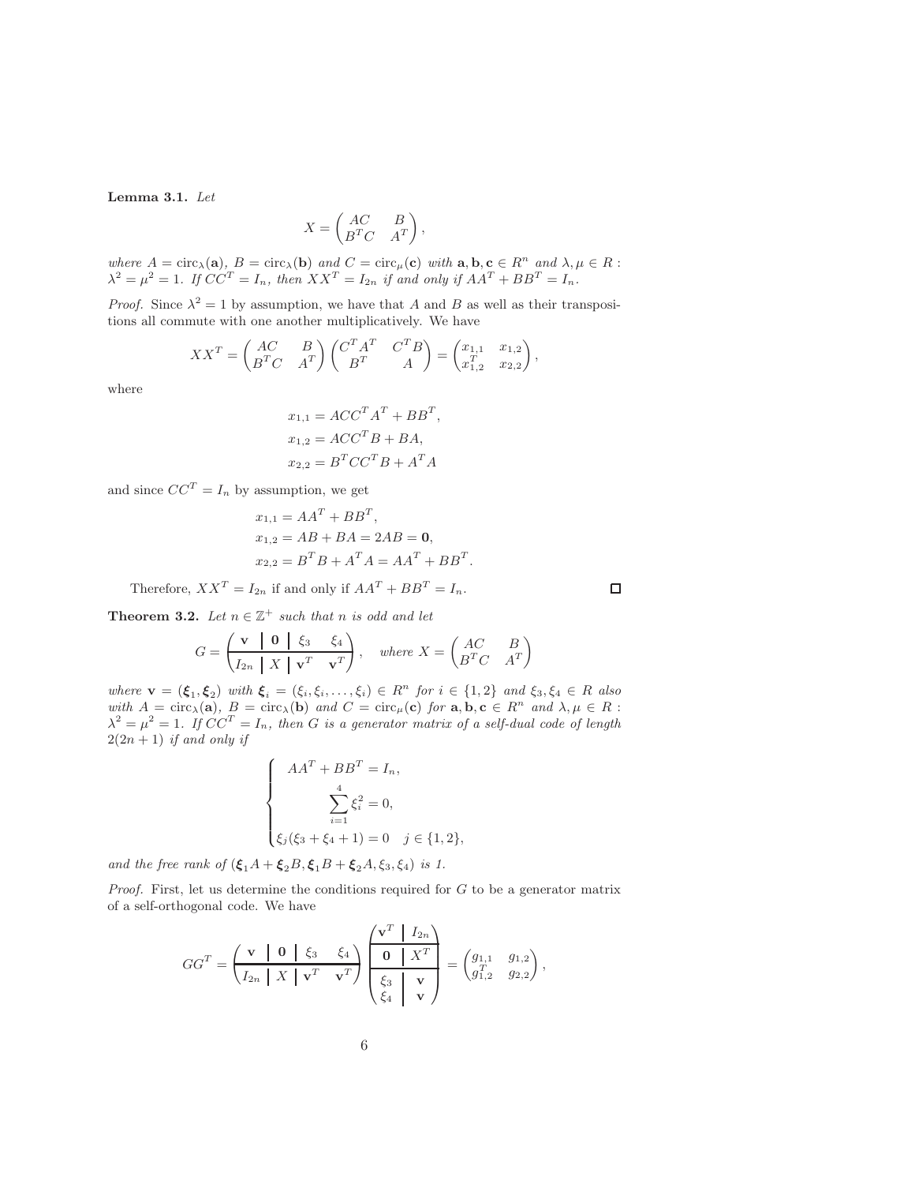**Lemma 3.1.** *Let*

$$X = \begin{pmatrix} AC & B \\ B^TC & A^T \end{pmatrix},$$

*where $A = \text{circ}_\lambda(\mathbf{a})$, $B = \text{circ}_\lambda(\mathbf{b})$ and $C = \text{circ}_\mu(\mathbf{c})$ with $\mathbf{a}, \mathbf{b}, \mathbf{c} \in R^n$ and $\lambda, \mu \in R$ : $\lambda^2 = \mu^2 = 1$. If $CC^T = I_n$, then $XX^T = I_{2n}$ if and only if $AA^T + BB^T = I_n$.*

*Proof.* Since $\lambda^2 = 1$ by assumption, we have that $A$ and $B$ as well as their transpositions all commute with one another multiplicatively. We have

$$XX^T = \begin{pmatrix} AC & B \\ B^TC & A^T \end{pmatrix} \begin{pmatrix} C^TA^T & C^TB \\ B^T & A \end{pmatrix} = \begin{pmatrix} x_{1,1} & x_{1,2} \\ x_{1,2}^T & x_{2,2} \end{pmatrix},$$

where

$$\begin{aligned} x_{1,1} &= ACC^TA^T + BB^T, \\ x_{1,2} &= ACC^TB + BA, \\ x_{2,2} &= B^TCC^TB + A^TA \end{aligned}$$

and since $CC^T = I_n$ by assumption, we get

$$\begin{aligned} x_{1,1} &= AA^T + BB^T, \\ x_{1,2} &= AB + BA = 2AB = \mathbf{0}, \\ x_{2,2} &= B^TB + A^TA = AA^T + BB^T. \end{aligned}$$

Therefore, $XX^T = I_{2n}$ if and only if $AA^T + BB^T = I_n$. □

**Theorem 3.2.** *Let $n \in \mathbb{Z}^+$ such that $n$ is odd and let*

$$G = \left(\begin{array}{c|c|cc} \mathbf{v} & \mathbf{0} & \xi_3 & \xi_4 \\ \hline I_{2n} & X & \mathbf{v}^T & \mathbf{v}^T \end{array}\right), \quad \text{where } X = \begin{pmatrix} AC & B \\ B^TC & A^T \end{pmatrix}$$

*where $\mathbf{v} = (\boldsymbol{\xi}_1, \boldsymbol{\xi}_2)$ with $\boldsymbol{\xi}_i = (\xi_i, \xi_i, \ldots, \xi_i) \in R^n$ for $i \in \{1, 2\}$ and $\xi_3, \xi_4 \in R$ also with $A = \text{circ}_\lambda(\mathbf{a})$, $B = \text{circ}_\lambda(\mathbf{b})$ and $C = \text{circ}_\mu(\mathbf{c})$ for $\mathbf{a}, \mathbf{b}, \mathbf{c} \in R^n$ and $\lambda, \mu \in R$ : $\lambda^2 = \mu^2 = 1$. If $CC^T = I_n$, then $G$ is a generator matrix of a self-dual code of length $2(2n+1)$ if and only if*

$$\begin{cases} AA^T + BB^T = I_n, \\ \displaystyle\sum_{i=1}^{4} \xi_i^2 = 0, \\ \xi_j(\xi_3 + \xi_4 + 1) = 0 \quad j \in \{1, 2\}, \end{cases}$$

*and the free rank of $(\boldsymbol{\xi}_1 A + \boldsymbol{\xi}_2 B, \boldsymbol{\xi}_1 B + \boldsymbol{\xi}_2 A, \xi_3, \xi_4)$ is 1.*

*Proof.* First, let us determine the conditions required for $G$ to be a generator matrix of a self-orthogonal code. We have

$$GG^T = \left(\begin{array}{c|c|cc} \mathbf{v} & \mathbf{0} & \xi_3 & \xi_4 \\ \hline I_{2n} & X & \mathbf{v}^T & \mathbf{v}^T \end{array}\right) \left(\begin{array}{c|c} \mathbf{v}^T & I_{2n} \\ \hline \mathbf{0} & X^T \\ \hline \xi_3 & \mathbf{v} \\ \xi_4 & \mathbf{v} \end{array}\right) = \begin{pmatrix} g_{1,1} & g_{1,2} \\ g_{1,2}^T & g_{2,2} \end{pmatrix},$$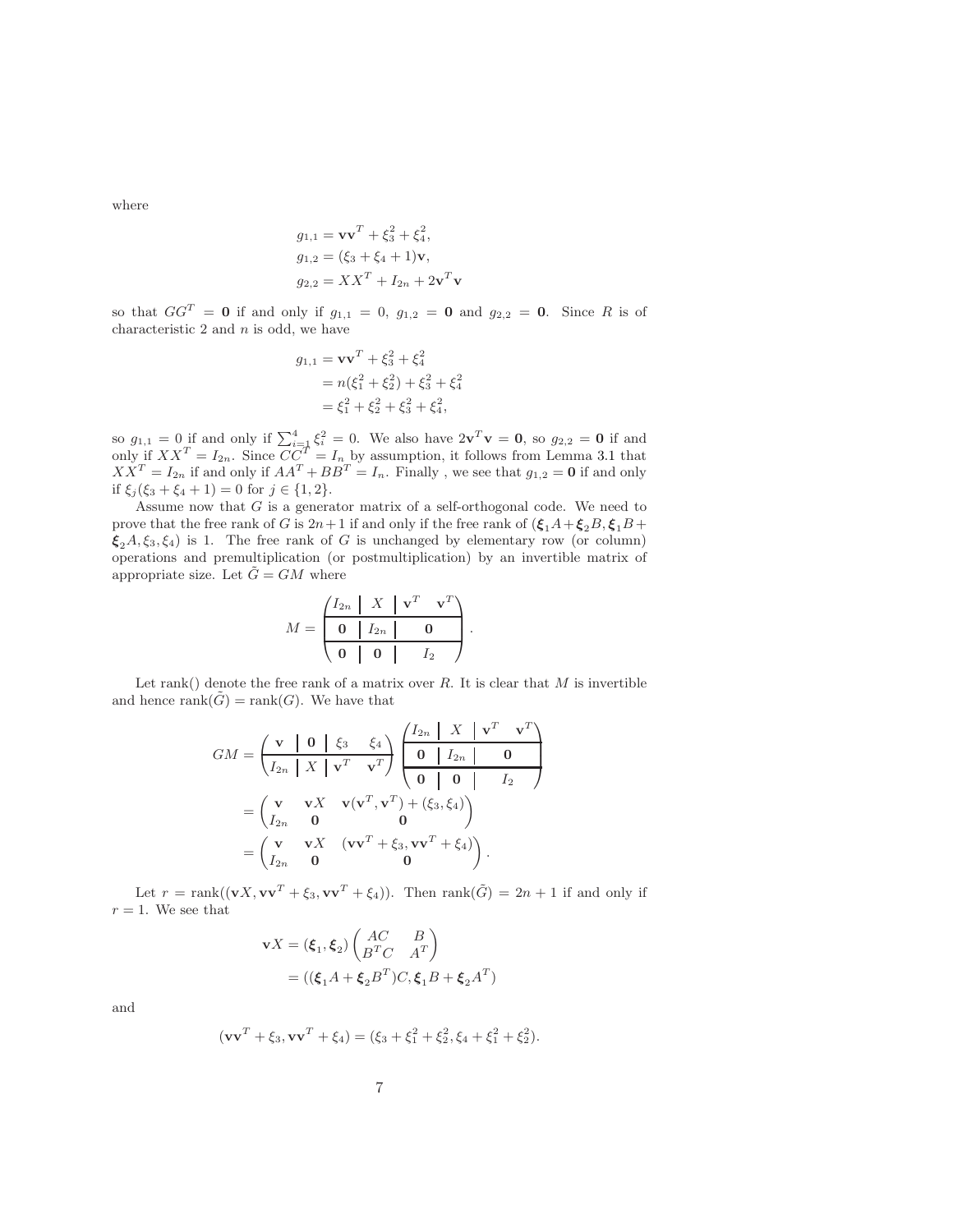where

$$
\begin{aligned}
g_{1,1} &= \mathbf{v}\mathbf{v}^T + \xi_3^2 + \xi_4^2, \\
g_{1,2} &= (\xi_3 + \xi_4 + 1)\mathbf{v}, \\
g_{2,2} &= XX^T + I_{2n} + 2\mathbf{v}^T\mathbf{v}
\end{aligned}
$$

so that $GG^T = \mathbf{0}$ if and only if $g_{1,1} = 0$, $g_{1,2} = \mathbf{0}$ and $g_{2,2} = \mathbf{0}$. Since $R$ is of characteristic 2 and $n$ is odd, we have

$$
\begin{aligned}
g_{1,1} &= \mathbf{v}\mathbf{v}^T + \xi_3^2 + \xi_4^2 \\
&= n(\xi_1^2 + \xi_2^2) + \xi_3^2 + \xi_4^2 \\
&= \xi_1^2 + \xi_2^2 + \xi_3^2 + \xi_4^2,
\end{aligned}
$$

so $g_{1,1} = 0$ if and only if $\sum_{i=1}^{4} \xi_i^2 = 0$. We also have $2\mathbf{v}^T\mathbf{v} = \mathbf{0}$, so $g_{2,2} = \mathbf{0}$ if and only if $XX^T = I_{2n}$. Since $CC^T = I_n$ by assumption, it follows from Lemma 3.1 that $XX^T = I_{2n}$ if and only if $AA^T + BB^T = I_n$. Finally , we see that $g_{1,2} = \mathbf{0}$ if and only if $\xi_j(\xi_3 + \xi_4 + 1) = 0$ for $j \in \{1, 2\}$.

Assume now that $G$ is a generator matrix of a self-orthogonal code. We need to prove that the free rank of $G$ is $2n+1$ if and only if the free rank of $(\boldsymbol{\xi}_1 A + \boldsymbol{\xi}_2 B, \boldsymbol{\xi}_1 B + \boldsymbol{\xi}_2 A, \xi_3, \xi_4)$ is 1. The free rank of $G$ is unchanged by elementary row (or column) operations and premultiplication (or postmultiplication) by an invertible matrix of appropriate size. Let $\tilde{G} = GM$ where

$$
M = \left(\begin{array}{c|c|cc}
I_{2n} & X & \mathbf{v}^T & \mathbf{v}^T \\ \hline
\mathbf{0} & I_{2n} & \multicolumn{2}{c}{\mathbf{0}} \\ \hline
\mathbf{0} & \mathbf{0} & \multicolumn{2}{c}{I_2}
\end{array}\right).
$$

Let rank() denote the free rank of a matrix over $R$. It is clear that $M$ is invertible and hence $\text{rank}(\tilde{G}) = \text{rank}(G)$. We have that

$$
\begin{aligned}
GM &= \left(\begin{array}{c|c|cc}
\mathbf{v} & \mathbf{0} & \xi_3 & \xi_4 \\ \hline
I_{2n} & X & \mathbf{v}^T & \mathbf{v}^T
\end{array}\right)
\left(\begin{array}{c|c|cc}
I_{2n} & X & \mathbf{v}^T & \mathbf{v}^T \\ \hline
\mathbf{0} & I_{2n} & \multicolumn{2}{c}{\mathbf{0}} \\ \hline
\mathbf{0} & \mathbf{0} & \multicolumn{2}{c}{I_2}
\end{array}\right) \\
&= \begin{pmatrix}
\mathbf{v} & \mathbf{v}X & \mathbf{v}(\mathbf{v}^T, \mathbf{v}^T) + (\xi_3, \xi_4) \\
I_{2n} & \mathbf{0} & \mathbf{0}
\end{pmatrix} \\
&= \begin{pmatrix}
\mathbf{v} & \mathbf{v}X & (\mathbf{v}\mathbf{v}^T + \xi_3, \mathbf{v}\mathbf{v}^T + \xi_4) \\
I_{2n} & \mathbf{0} & \mathbf{0}
\end{pmatrix}.
\end{aligned}
$$

Let $r = \text{rank}((\mathbf{v}X, \mathbf{v}\mathbf{v}^T + \xi_3, \mathbf{v}\mathbf{v}^T + \xi_4))$. Then $\text{rank}(\tilde{G}) = 2n+1$ if and only if $r = 1$. We see that

$$
\begin{aligned}
\mathbf{v}X &= (\boldsymbol{\xi}_1, \boldsymbol{\xi}_2) \begin{pmatrix} AC & B \\ B^T C & A^T \end{pmatrix} \\
&= ((\boldsymbol{\xi}_1 A + \boldsymbol{\xi}_2 B^T)C, \boldsymbol{\xi}_1 B + \boldsymbol{\xi}_2 A^T)
\end{aligned}
$$

and

$$
(\mathbf{v}\mathbf{v}^T + \xi_3, \mathbf{v}\mathbf{v}^T + \xi_4) = (\xi_3 + \xi_1^2 + \xi_2^2, \xi_4 + \xi_1^2 + \xi_2^2).
$$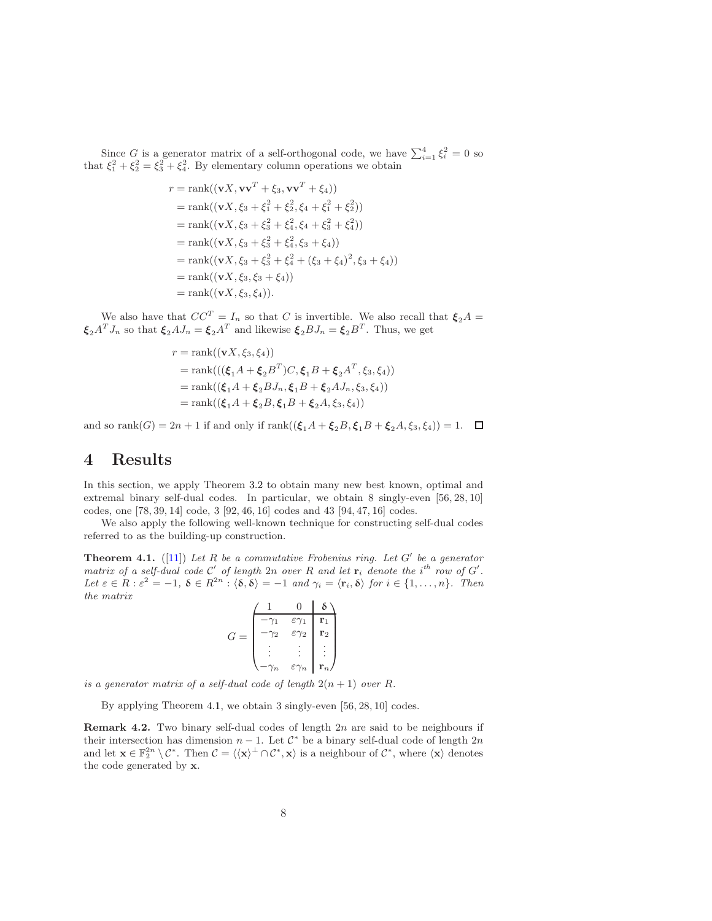Since $G$ is a generator matrix of a self-orthogonal code, we have $\sum_{i=1}^{4} \xi_i^2 = 0$ so that $\xi_1^2 + \xi_2^2 = \xi_3^2 + \xi_4^2$. By elementary column operations we obtain

$$
\begin{aligned}
r &= \text{rank}((\mathbf{v}X, \mathbf{v}\mathbf{v}^T + \xi_3, \mathbf{v}\mathbf{v}^T + \xi_4)) \\
&= \text{rank}((\mathbf{v}X, \xi_3 + \xi_1^2 + \xi_2^2, \xi_4 + \xi_1^2 + \xi_2^2)) \\
&= \text{rank}((\mathbf{v}X, \xi_3 + \xi_3^2 + \xi_4^2, \xi_4 + \xi_3^2 + \xi_4^2)) \\
&= \text{rank}((\mathbf{v}X, \xi_3 + \xi_3^2 + \xi_4^2, \xi_3 + \xi_4)) \\
&= \text{rank}((\mathbf{v}X, \xi_3 + \xi_3^2 + \xi_4^2 + (\xi_3 + \xi_4)^2, \xi_3 + \xi_4)) \\
&= \text{rank}((\mathbf{v}X, \xi_3, \xi_3 + \xi_4)) \\
&= \text{rank}((\mathbf{v}X, \xi_3, \xi_4)).
\end{aligned}
$$

We also have that $CC^T = I_n$ so that $C$ is invertible. We also recall that $\boldsymbol{\xi}_2 A = \boldsymbol{\xi}_2 A^T J_n$ so that $\boldsymbol{\xi}_2 A J_n = \boldsymbol{\xi}_2 A^T$ and likewise $\boldsymbol{\xi}_2 B J_n = \boldsymbol{\xi}_2 B^T$. Thus, we get

$$
\begin{aligned}
r &= \text{rank}((\mathbf{v}X, \xi_3, \xi_4)) \\
&= \text{rank}(((\boldsymbol{\xi}_1 A + \boldsymbol{\xi}_2 B^T)C, \boldsymbol{\xi}_1 B + \boldsymbol{\xi}_2 A^T, \xi_3, \xi_4)) \\
&= \text{rank}((\boldsymbol{\xi}_1 A + \boldsymbol{\xi}_2 B J_n, \boldsymbol{\xi}_1 B + \boldsymbol{\xi}_2 A J_n, \xi_3, \xi_4)) \\
&= \text{rank}((\boldsymbol{\xi}_1 A + \boldsymbol{\xi}_2 B, \boldsymbol{\xi}_1 B + \boldsymbol{\xi}_2 A, \xi_3, \xi_4))
\end{aligned}
$$

and so $\text{rank}(G) = 2n + 1$ if and only if $\text{rank}((\boldsymbol{\xi}_1 A + \boldsymbol{\xi}_2 B, \boldsymbol{\xi}_1 B + \boldsymbol{\xi}_2 A, \xi_3, \xi_4)) = 1$. $\square$

# 4 Results

In this section, we apply Theorem 3.2 to obtain many new best known, optimal and extremal binary self-dual codes. In particular, we obtain 8 singly-even $[56, 28, 10]$ codes, one $[78, 39, 14]$ code, 3 $[92, 46, 16]$ codes and 43 $[94, 47, 16]$ codes.

We also apply the following well-known technique for constructing self-dual codes referred to as the building-up construction.

**Theorem 4.1.** ([11]) *Let $R$ be a commutative Frobenius ring. Let $G'$ be a generator matrix of a self-dual code $\mathcal{C}'$ of length $2n$ over $R$ and let $\mathbf{r}_i$ denote the $i^{th}$ row of $G'$. Let $\varepsilon \in R : \varepsilon^2 = -1$, $\boldsymbol{\delta} \in R^{2n} : \langle \boldsymbol{\delta}, \boldsymbol{\delta} \rangle = -1$ and $\gamma_i = \langle \mathbf{r}_i, \boldsymbol{\delta} \rangle$ for $i \in \{1, \ldots, n\}$. Then the matrix*

$$
G = \left(\begin{array}{cc|c}
1 & 0 & \boldsymbol{\delta} \\
\hline
-\gamma_1 & \varepsilon\gamma_1 & \mathbf{r}_1 \\
-\gamma_2 & \varepsilon\gamma_2 & \mathbf{r}_2 \\
\vdots & \vdots & \vdots \\
-\gamma_n & \varepsilon\gamma_n & \mathbf{r}_n
\end{array}\right)
$$

*is a generator matrix of a self-dual code of length $2(n+1)$ over $R$.*

By applying Theorem 4.1, we obtain 3 singly-even $[56, 28, 10]$ codes.

**Remark 4.2.** Two binary self-dual codes of length $2n$ are said to be neighbours if their intersection has dimension $n - 1$. Let $\mathcal{C}^*$ be a binary self-dual code of length $2n$ and let $\mathbf{x} \in \mathbb{F}_2^{2n} \setminus \mathcal{C}^*$. Then $\mathcal{C} = \langle \langle \mathbf{x} \rangle^{\perp} \cap \mathcal{C}^*, \mathbf{x} \rangle$ is a neighbour of $\mathcal{C}^*$, where $\langle \mathbf{x} \rangle$ denotes the code generated by $\mathbf{x}$.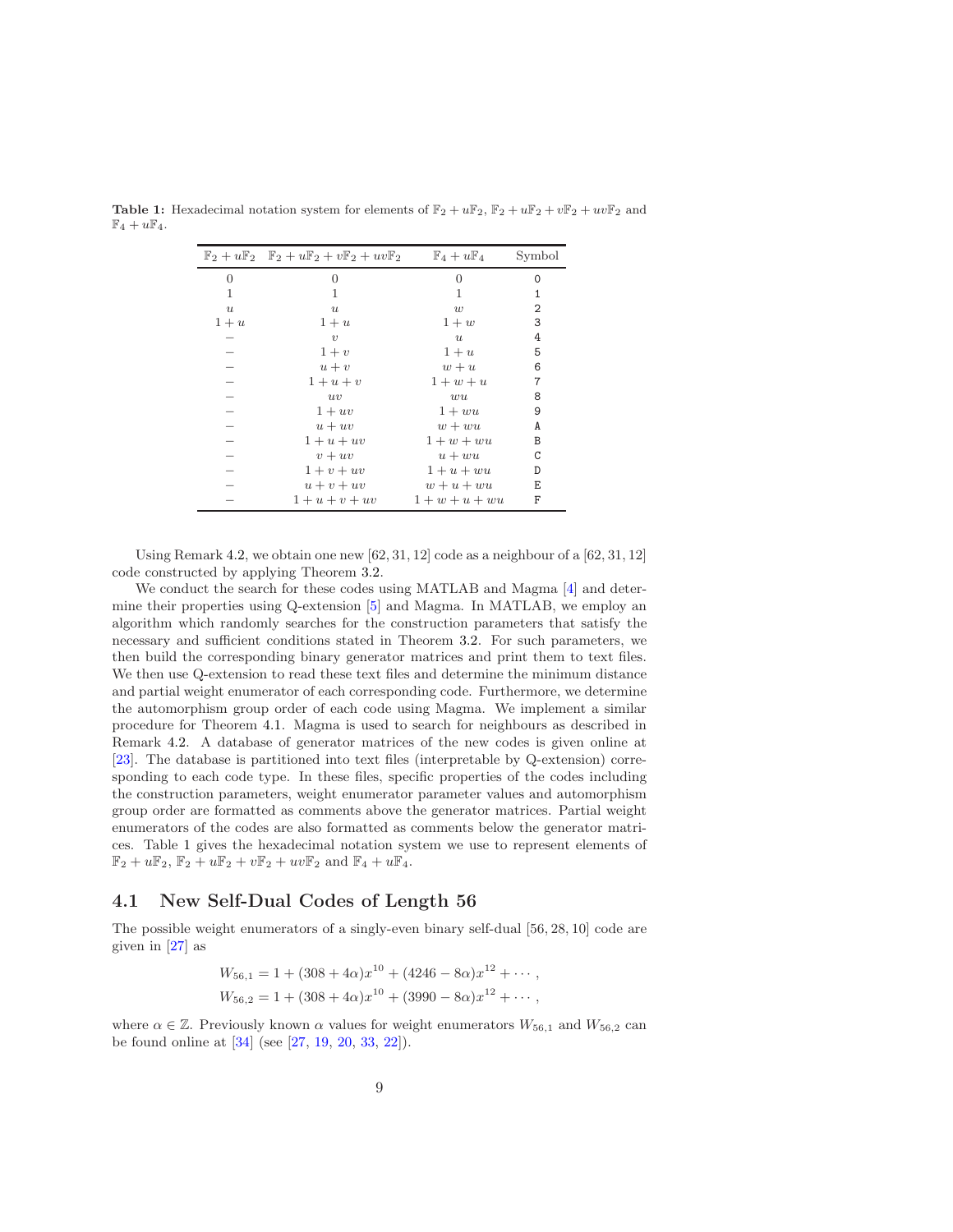**Table 1:** Hexadecimal notation system for elements of $\mathbb{F}_2 + u\mathbb{F}_2$, $\mathbb{F}_2 + u\mathbb{F}_2 + v\mathbb{F}_2 + uv\mathbb{F}_2$ and $\mathbb{F}_4 + u\mathbb{F}_4$.

| $\mathbb{F}_2 + u\mathbb{F}_2$ | $\mathbb{F}_2 + u\mathbb{F}_2 + v\mathbb{F}_2 + uv\mathbb{F}_2$ | $\mathbb{F}_4 + u\mathbb{F}_4$ | Symbol |
|---|---|---|---|
| $0$ | $0$ | $0$ | 0 |
| $1$ | $1$ | $1$ | 1 |
| $u$ | $u$ | $w$ | 2 |
| $1+u$ | $1+u$ | $1+w$ | 3 |
| $-$ | $v$ | $u$ | 4 |
| $-$ | $1+v$ | $1+u$ | 5 |
| $-$ | $u+v$ | $w+u$ | 6 |
| $-$ | $1+u+v$ | $1+w+u$ | 7 |
| $-$ | $uv$ | $wu$ | 8 |
| $-$ | $1+uv$ | $1+wu$ | 9 |
| $-$ | $u+uv$ | $w+wu$ | A |
| $-$ | $1+u+uv$ | $1+w+wu$ | B |
| $-$ | $v+uv$ | $u+wu$ | C |
| $-$ | $1+v+uv$ | $1+u+wu$ | D |
| $-$ | $u+v+uv$ | $w+u+wu$ | E |
| $-$ | $1+u+v+uv$ | $1+w+u+wu$ | F |

Using Remark 4.2, we obtain one new $[62, 31, 12]$ code as a neighbour of a $[62, 31, 12]$ code constructed by applying Theorem 3.2.

We conduct the search for these codes using MATLAB and Magma [4] and determine their properties using Q-extension [5] and Magma. In MATLAB, we employ an algorithm which randomly searches for the construction parameters that satisfy the necessary and sufficient conditions stated in Theorem 3.2. For such parameters, we then build the corresponding binary generator matrices and print them to text files. We then use Q-extension to read these text files and determine the minimum distance and partial weight enumerator of each corresponding code. Furthermore, we determine the automorphism group order of each code using Magma. We implement a similar procedure for Theorem 4.1. Magma is used to search for neighbours as described in Remark 4.2. A database of generator matrices of the new codes is given online at [23]. The database is partitioned into text files (interpretable by Q-extension) corresponding to each code type. In these files, specific properties of the codes including the construction parameters, weight enumerator parameter values and automorphism group order are formatted as comments above the generator matrices. Partial weight enumerators of the codes are also formatted as comments below the generator matrices. Table 1 gives the hexadecimal notation system we use to represent elements of $\mathbb{F}_2 + u\mathbb{F}_2$, $\mathbb{F}_2 + u\mathbb{F}_2 + v\mathbb{F}_2 + uv\mathbb{F}_2$ and $\mathbb{F}_4 + u\mathbb{F}_4$.

## 4.1 New Self-Dual Codes of Length 56

The possible weight enumerators of a singly-even binary self-dual $[56, 28, 10]$ code are given in [27] as

$$W_{56,1} = 1 + (308 + 4\alpha)x^{10} + (4246 - 8\alpha)x^{12} + \cdots,$$
$$W_{56,2} = 1 + (308 + 4\alpha)x^{10} + (3990 - 8\alpha)x^{12} + \cdots,$$

where $\alpha \in \mathbb{Z}$. Previously known $\alpha$ values for weight enumerators $W_{56,1}$ and $W_{56,2}$ can be found online at [34] (see [27, 19, 20, 33, 22]).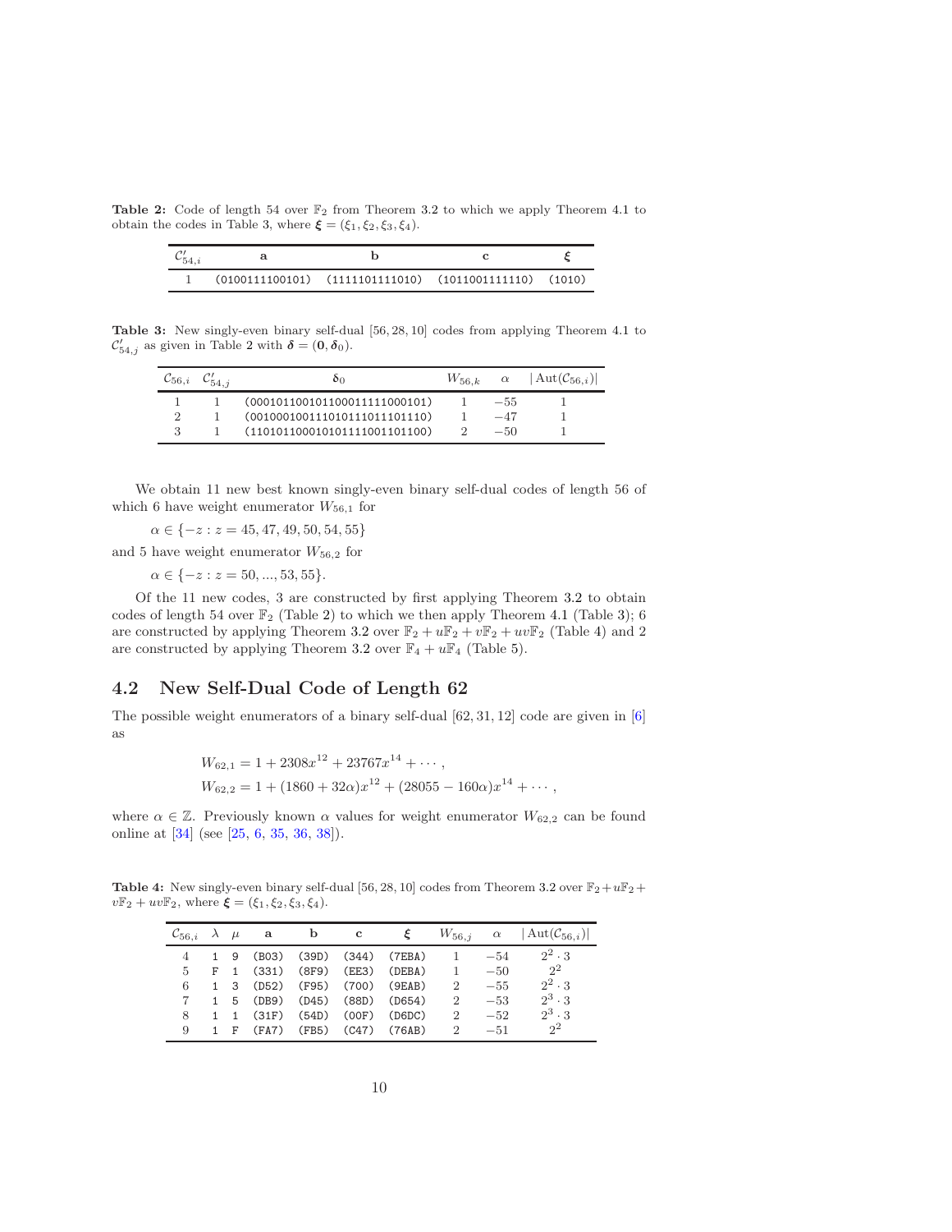**Table 2:** Code of length 54 over $\mathbb{F}_2$ from Theorem 3.2 to which we apply Theorem 4.1 to obtain the codes in Table 3, where $\boldsymbol{\xi} = (\xi_1, \xi_2, \xi_3, \xi_4)$.

| $\mathcal{C}'_{54,i}$ | $\mathbf{a}$ | $\mathbf{b}$ | $\mathbf{c}$ | $\boldsymbol{\xi}$ |
|---|---|---|---|---|
| 1 | (0100111100101) | (1111101111010) | (1011001111110) | (1010) |

**Table 3:** New singly-even binary self-dual [56, 28, 10] codes from applying Theorem 4.1 to $\mathcal{C}'_{54,j}$ as given in Table 2 with $\boldsymbol{\delta} = (\mathbf{0}, \boldsymbol{\delta}_0)$.

| $\mathcal{C}_{56,i}$ | $\mathcal{C}'_{54,j}$ | $\boldsymbol{\delta}_0$ | $W_{56,k}$ | $\alpha$ | $\lvert \mathrm{Aut}(\mathcal{C}_{56,i}) \rvert$ |
|---|---|---|---|---|---|
| 1 | 1 | (000101100101100011111000101) | 1 | $-55$ | 1 |
| 2 | 1 | (001000100111010111011101110) | 1 | $-47$ | 1 |
| 3 | 1 | (110101100010101111001101100) | 2 | $-50$ | 1 |

We obtain 11 new best known singly-even binary self-dual codes of length 56 of which 6 have weight enumerator $W_{56,1}$ for

$\alpha \in \{-z : z = 45, 47, 49, 50, 54, 55\}$

and 5 have weight enumerator $W_{56,2}$ for

$\alpha \in \{-z : z = 50, ..., 53, 55\}$.

Of the 11 new codes, 3 are constructed by first applying Theorem 3.2 to obtain codes of length 54 over $\mathbb{F}_2$ (Table 2) to which we then apply Theorem 4.1 (Table 3); 6 are constructed by applying Theorem 3.2 over $\mathbb{F}_2 + u\mathbb{F}_2 + v\mathbb{F}_2 + uv\mathbb{F}_2$ (Table 4) and 2 are constructed by applying Theorem 3.2 over $\mathbb{F}_4 + u\mathbb{F}_4$ (Table 5).

## 4.2 New Self-Dual Code of Length 62

The possible weight enumerators of a binary self-dual [62, 31, 12] code are given in [6] as

$$W_{62,1} = 1 + 2308x^{12} + 23767x^{14} + \cdots,$$
$$W_{62,2} = 1 + (1860 + 32\alpha)x^{12} + (28055 - 160\alpha)x^{14} + \cdots,$$

where $\alpha \in \mathbb{Z}$. Previously known $\alpha$ values for weight enumerator $W_{62,2}$ can be found online at [34] (see [25, 6, 35, 36, 38]).

**Table 4:** New singly-even binary self-dual [56, 28, 10] codes from Theorem 3.2 over $\mathbb{F}_2 + u\mathbb{F}_2 + v\mathbb{F}_2 + uv\mathbb{F}_2$, where $\boldsymbol{\xi} = (\xi_1, \xi_2, \xi_3, \xi_4)$.

| $\mathcal{C}_{56,i}$ | $\lambda$ | $\mu$ | $\mathbf{a}$ | $\mathbf{b}$ | $\mathbf{c}$ | $\boldsymbol{\xi}$ | $W_{56,j}$ | $\alpha$ | $\lvert \mathrm{Aut}(\mathcal{C}_{56,i}) \rvert$ |
|---|---|---|---|---|---|---|---|---|---|
| 4 | 1 | 9 | (B03) | (39D) | (344) | (7EBA) | 1 | $-54$ | $2^2 \cdot 3$ |
| 5 | F | 1 | (331) | (8F9) | (EE3) | (DEBA) | 1 | $-50$ | $2^2$ |
| 6 | 1 | 3 | (D52) | (F95) | (700) | (9EAB) | 2 | $-55$ | $2^2 \cdot 3$ |
| 7 | 1 | 5 | (DB9) | (D45) | (88D) | (D654) | 2 | $-53$ | $2^3 \cdot 3$ |
| 8 | 1 | 1 | (31F) | (54D) | (00F) | (D6DC) | 2 | $-52$ | $2^3 \cdot 3$ |
| 9 | 1 | F | (FA7) | (FB5) | (C47) | (76AB) | 2 | $-51$ | $2^2$ |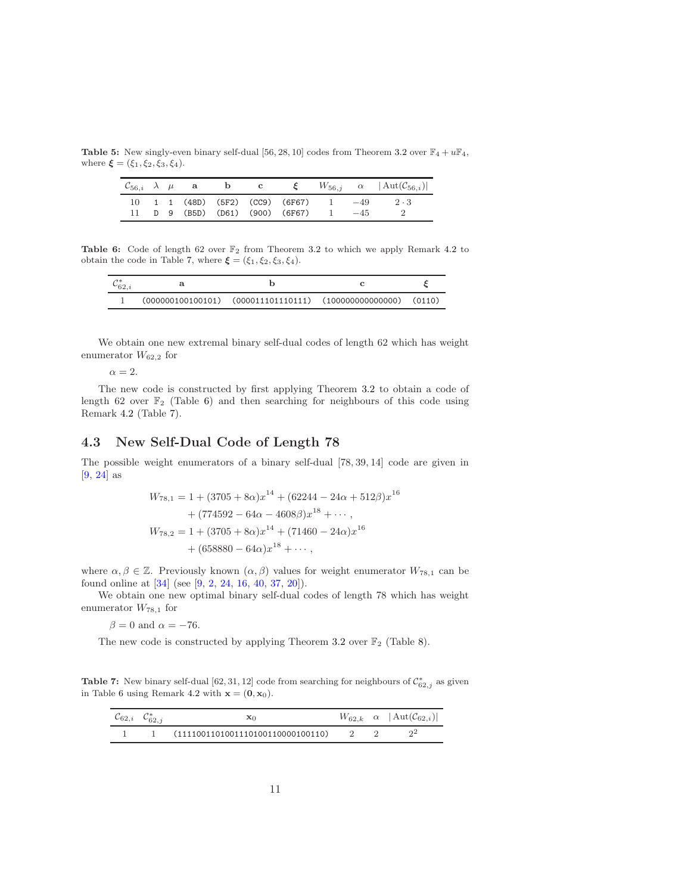**Table 5:** New singly-even binary self-dual [56, 28, 10] codes from Theorem 3.2 over $\mathbb{F}_4 + u\mathbb{F}_4$, where $\boldsymbol{\xi} = (\xi_1, \xi_2, \xi_3, \xi_4)$.

| $\mathcal{C}_{56,i}$ | $\lambda$ | $\mu$ | $\mathbf{a}$ | $\mathbf{b}$ | $\mathbf{c}$ | $\boldsymbol{\xi}$ | $W_{56,j}$ | $\alpha$ | $\lvert\mathrm{Aut}(\mathcal{C}_{56,i})\rvert$ |
|---|---|---|---|---|---|---|---|---|---|
| 10 | 1 | 1 | (48D) | (5F2) | (CC9) | (6F67) | 1 | $-49$ | $2 \cdot 3$ |
| 11 | D | 9 | (B5D) | (D61) | (900) | (6F67) | 1 | $-45$ | 2 |

**Table 6:** Code of length 62 over $\mathbb{F}_2$ from Theorem 3.2 to which we apply Remark 4.2 to obtain the code in Table 7, where $\boldsymbol{\xi} = (\xi_1, \xi_2, \xi_3, \xi_4)$.

| $\mathcal{C}^*_{62,i}$ | $\mathbf{a}$ | $\mathbf{b}$ | $\mathbf{c}$ | $\boldsymbol{\xi}$ |
|---|---|---|---|---|
| 1 | (000000100100101) | (000011101110111) | (100000000000000) | (0110) |

We obtain one new extremal binary self-dual codes of length 62 which has weight enumerator $W_{62,2}$ for

$\alpha = 2.$

The new code is constructed by first applying Theorem 3.2 to obtain a code of length 62 over $\mathbb{F}_2$ (Table 6) and then searching for neighbours of this code using Remark 4.2 (Table 7).

## 4.3 New Self-Dual Code of Length 78

The possible weight enumerators of a binary self-dual [78, 39, 14] code are given in [9, 24] as

$$
\begin{aligned}
W_{78,1} &= 1 + (3705 + 8\alpha)x^{14} + (62244 - 24\alpha + 512\beta)x^{16} \\
&\quad + (774592 - 64\alpha - 4608\beta)x^{18} + \cdots, \\
W_{78,2} &= 1 + (3705 + 8\alpha)x^{14} + (71460 - 24\alpha)x^{16} \\
&\quad + (658880 - 64\alpha)x^{18} + \cdots,
\end{aligned}
$$

where $\alpha, \beta \in \mathbb{Z}$. Previously known $(\alpha, \beta)$ values for weight enumerator $W_{78,1}$ can be found online at [34] (see [9, 2, 24, 16, 40, 37, 20]).

We obtain one new optimal binary self-dual codes of length 78 which has weight enumerator $W_{78,1}$ for

$\beta = 0$ and $\alpha = -76.$

The new code is constructed by applying Theorem 3.2 over $\mathbb{F}_2$ (Table 8).

**Table 7:** New binary self-dual [62, 31, 12] code from searching for neighbours of $\mathcal{C}^*_{62,j}$ as given in Table 6 using Remark 4.2 with $\mathbf{x} = (\mathbf{0}, \mathbf{x}_0)$.

| $\mathcal{C}_{62,i}$ | $\mathcal{C}^*_{62,j}$ | $\mathbf{x}_0$ | $W_{62,k}$ | $\alpha$ | $\lvert\mathrm{Aut}(\mathcal{C}_{62,i})\rvert$ |
|---|---|---|---|---|---|
| 1 | 1 | (1111001101001110100110000100110) | 2 | 2 | $2^2$ |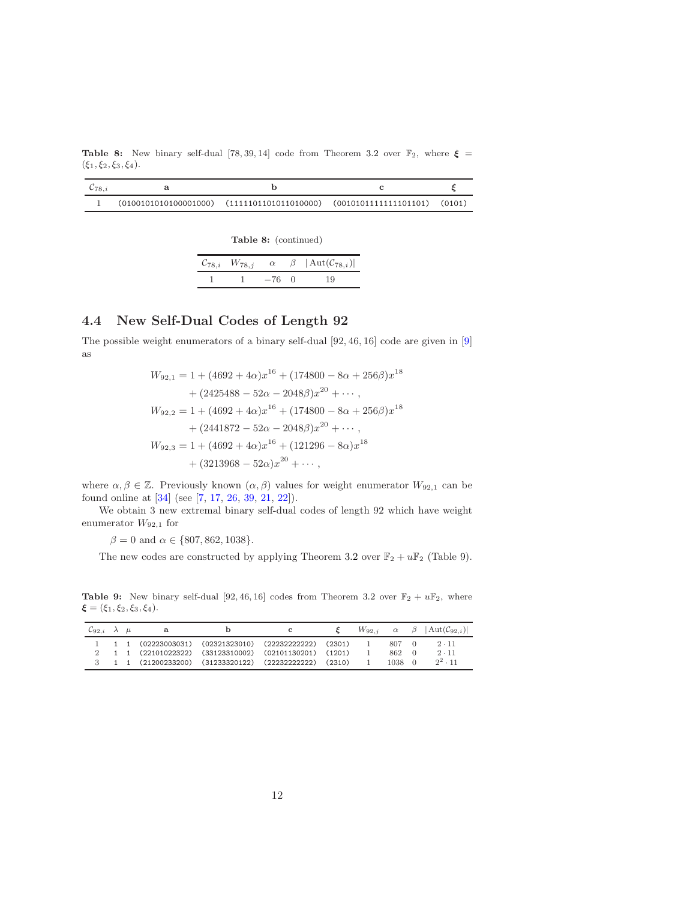**Table 8:** New binary self-dual [78, 39, 14] code from Theorem 3.2 over $\mathbb{F}_2$, where $\boldsymbol{\xi} = (\xi_1, \xi_2, \xi_3, \xi_4)$.

| $\mathcal{C}_{78,i}$ | $\mathbf{a}$ | $\mathbf{b}$ | $\mathbf{c}$ | $\boldsymbol{\xi}$ |
|---|---|---|---|---|
| 1 | (0100101010100001000) | (1111101101011010000) | (0010101111111101101) | (0101) |

**Table 8:** (continued)

| $\mathcal{C}_{78,i}$ | $W_{78,j}$ | $\alpha$ | $\beta$ | $\lvert\mathrm{Aut}(\mathcal{C}_{78,i})\rvert$ |
|---|---|---|---|---|
| 1 | 1 | $-76$ | 0 | 19 |

## 4.4 New Self-Dual Codes of Length 92

The possible weight enumerators of a binary self-dual [92, 46, 16] code are given in [9] as

$$
\begin{aligned}
W_{92,1} &= 1 + (4692 + 4\alpha)x^{16} + (174800 - 8\alpha + 256\beta)x^{18} \\
&\quad + (2425488 - 52\alpha - 2048\beta)x^{20} + \cdots, \\
W_{92,2} &= 1 + (4692 + 4\alpha)x^{16} + (174800 - 8\alpha + 256\beta)x^{18} \\
&\quad + (2441872 - 52\alpha - 2048\beta)x^{20} + \cdots, \\
W_{92,3} &= 1 + (4692 + 4\alpha)x^{16} + (121296 - 8\alpha)x^{18} \\
&\quad + (3213968 - 52\alpha)x^{20} + \cdots,
\end{aligned}
$$

where $\alpha, \beta \in \mathbb{Z}$. Previously known $(\alpha, \beta)$ values for weight enumerator $W_{92,1}$ can be found online at [34] (see [7, 17, 26, 39, 21, 22]).

We obtain 3 new extremal binary self-dual codes of length 92 which have weight enumerator $W_{92,1}$ for

$\beta = 0$ and $\alpha \in \{807, 862, 1038\}$.

The new codes are constructed by applying Theorem 3.2 over $\mathbb{F}_2 + u\mathbb{F}_2$ (Table 9).

**Table 9:** New binary self-dual [92, 46, 16] codes from Theorem 3.2 over $\mathbb{F}_2 + u\mathbb{F}_2$, where $\boldsymbol{\xi} = (\xi_1, \xi_2, \xi_3, \xi_4)$.

| $\mathcal{C}_{92,i}$ | $\lambda$ | $\mu$ | $\mathbf{a}$ | $\mathbf{b}$ | $\mathbf{c}$ | $\boldsymbol{\xi}$ | $W_{92,j}$ | $\alpha$ | $\beta$ | $\lvert\mathrm{Aut}(\mathcal{C}_{92,i})\rvert$ |
|---|---|---|---|---|---|---|---|---|---|---|
| 1 | 1 | 1 | (02223003031) | (02321323010) | (22232222222) | (2301) | 1 | 807 | 0 | $2 \cdot 11$ |
| 2 | 1 | 1 | (22101022322) | (33123310002) | (02101130201) | (1201) | 1 | 862 | 0 | $2 \cdot 11$ |
| 3 | 1 | 1 | (21200233200) | (31233320122) | (22232222222) | (2310) | 1 | 1038 | 0 | $2^2 \cdot 11$ |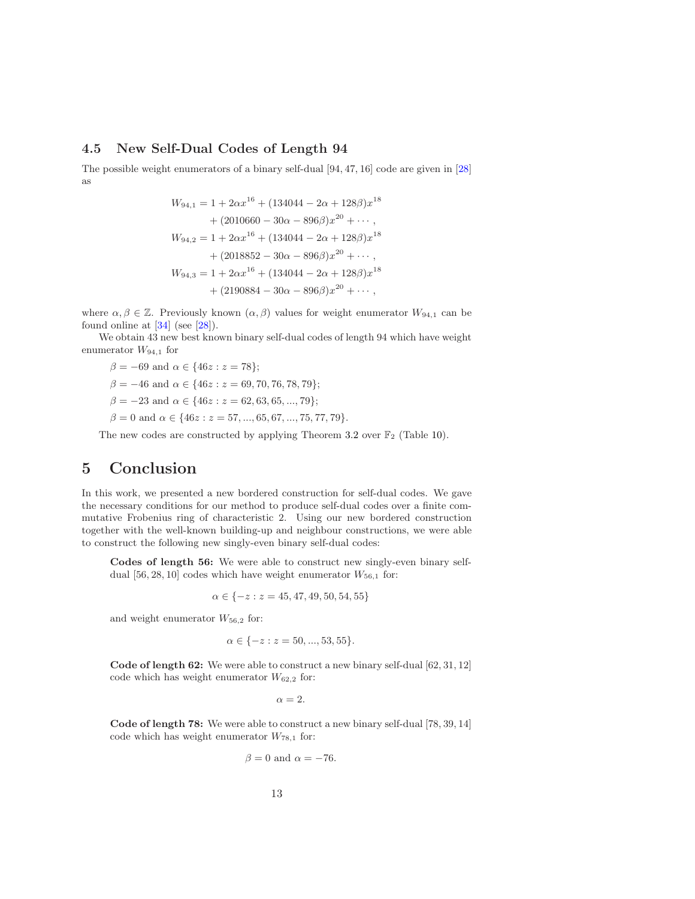### 4.5 New Self-Dual Codes of Length 94

The possible weight enumerators of a binary self-dual $[94, 47, 16]$ code are given in [28] as

$$
\begin{aligned}
W_{94,1} &= 1 + 2\alpha x^{16} + (134044 - 2\alpha + 128\beta)x^{18} \\
&\quad + (2010660 - 30\alpha - 896\beta)x^{20} + \cdots, \\
W_{94,2} &= 1 + 2\alpha x^{16} + (134044 - 2\alpha + 128\beta)x^{18} \\
&\quad + (2018852 - 30\alpha - 896\beta)x^{20} + \cdots, \\
W_{94,3} &= 1 + 2\alpha x^{16} + (134044 - 2\alpha + 128\beta)x^{18} \\
&\quad + (2190884 - 30\alpha - 896\beta)x^{20} + \cdots,
\end{aligned}
$$

where $\alpha, \beta \in \mathbb{Z}$. Previously known $(\alpha, \beta)$ values for weight enumerator $W_{94,1}$ can be found online at [34] (see [28]).

We obtain 43 new best known binary self-dual codes of length 94 which have weight enumerator $W_{94,1}$ for

$\beta = -69$ and $\alpha \in \{46z : z = 78\}$;

$\beta = -46$ and $\alpha \in \{46z : z = 69, 70, 76, 78, 79\}$;

$\beta = -23$ and $\alpha \in \{46z : z = 62, 63, 65, ..., 79\}$;

$\beta = 0$ and $\alpha \in \{46z : z = 57, ..., 65, 67, ..., 75, 77, 79\}$.

The new codes are constructed by applying Theorem 3.2 over $\mathbb{F}_2$ (Table 10).

# 5 Conclusion

In this work, we presented a new bordered construction for self-dual codes. We gave the necessary conditions for our method to produce self-dual codes over a finite commutative Frobenius ring of characteristic 2. Using our new bordered construction together with the well-known building-up and neighbour constructions, we were able to construct the following new singly-even binary self-dual codes:

**Codes of length 56:** We were able to construct new singly-even binary self-dual $[56, 28, 10]$ codes which have weight enumerator $W_{56,1}$ for:

$$\alpha \in \{-z : z = 45, 47, 49, 50, 54, 55\}$$

and weight enumerator $W_{56,2}$ for:

$$\alpha \in \{-z : z = 50, ..., 53, 55\}.$$

**Code of length 62:** We were able to construct a new binary self-dual $[62, 31, 12]$ code which has weight enumerator $W_{62,2}$ for:

$$\alpha = 2.$$

**Code of length 78:** We were able to construct a new binary self-dual $[78, 39, 14]$ code which has weight enumerator $W_{78,1}$ for:

$$\beta = 0 \text{ and } \alpha = -76.$$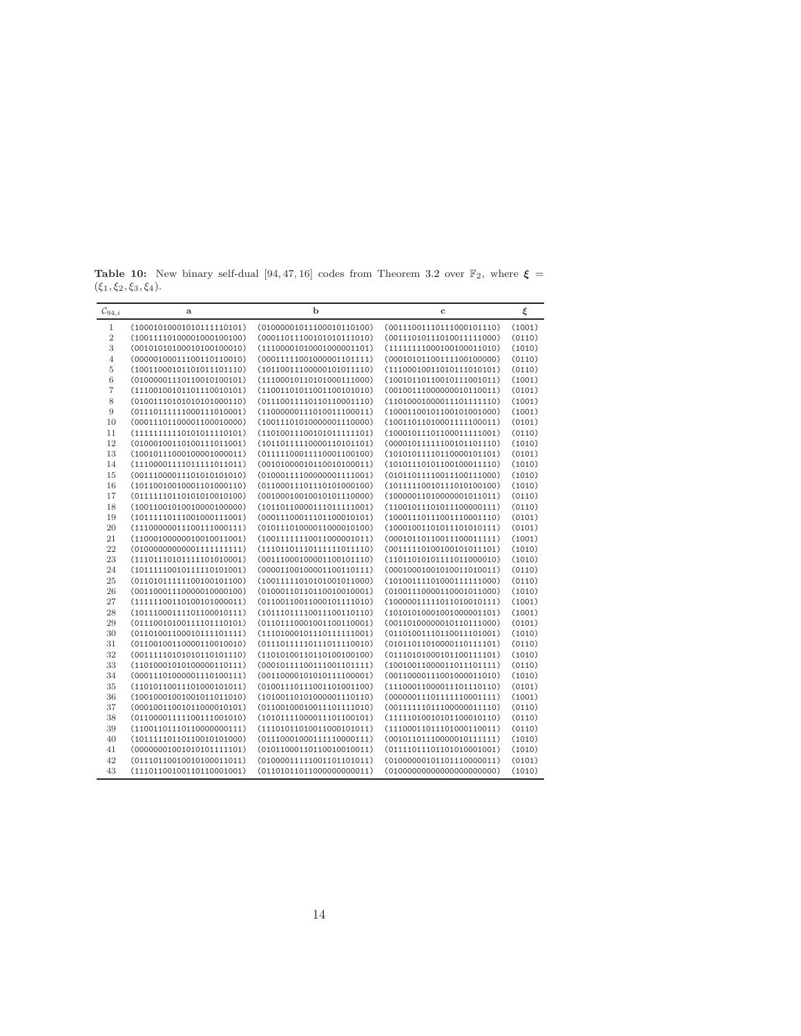**Table 10:** New binary self-dual [94, 47, 16] codes from Theorem 3.2 over $\mathbb{F}_2$, where $\boldsymbol{\xi} = (\xi_1, \xi_2, \xi_3, \xi_4)$.

| $\mathcal{C}_{94,i}$ | $\mathbf{a}$ | $\mathbf{b}$ | $\mathbf{c}$ | $\boldsymbol{\xi}$ |
|---|---|---|---|---|
| 1 | (10001010001010111110101) | (01000001011100010110100) | (00111001110111000101110) | (1001) |
| 2 | (10011110100001000100100) | (00011011100101010111010) | (00111010111010011111000) | (0110) |
| 3 | (00101010100010100100010) | (11100001010001000001101) | (11111111000100100011010) | (1010) |
| 4 | (00000100011100110110010) | (00011111001000001101111) | (00010101100111100100000) | (0110) |
| 5 | (10011000101101011101110) | (10110011100000101011110) | (11100010011010111010101) | (0110) |
| 6 | (01000001110110010100101) | (11100010110101000111000) | (10010110110010111001011) | (1001) |
| 7 | (11100100101101110010101) | (11001101011001100101010) | (00100111000000010110011) | (0101) |
| 8 | (01001110101010101000110) | (01110011110110110001110) | (11010001000011101111110) | (1001) |
| 9 | (01110111111000111010001) | (11000000111010011100011) | (10001100101100101001000) | (1001) |
| 10 | (00011101100001100010000) | (10011101010000001110000) | (10011011010001111100011) | (0101) |
| 11 | (11111111110101011110101) | (11010011100101011111101) | (10001011101100011111001) | (0110) |
| 12 | (01000100110100111011001) | (10110111110000110101101) | (00001011111100101101110) | (1010) |
| 13 | (10010111000100001000011) | (01111100011110001100100) | (10101011110110000101101) | (0101) |
| 14 | (11100001111011110110011) | (00101000010110010100011) | (10101110101100100011110) | (1010) |
| 15 | (00111000011101010101010) | (01000111100000001111001) | (01011011110011100111000) | (1010) |
| 16 | (10110010010001101000110) | (01100011101110101000100) | (10111110010111010100100) | (1010) |
| 17 | (01111110110101010010100) | (00100010010010101110000) | (10000011010000001011011) | (0110) |
| 18 | (10011001010010000100000) | (10110110000111011111001) | (11001011101011100000111) | (0110) |
| 19 | (10111110111001000111001) | (00011100011101100010101) | (10001110111001110001110) | (0101) |
| 20 | (11100000011100111000111) | (01011101000011000010100) | (10001001101011101010111) | (0101) |
| 21 | (11000100000100100110011) | (10011111110011000001011) | (00010110110011100011111) | (1001) |
| 22 | (01000000000001111111111) | (11101101110111111011110) | (00111110100100101011101) | (1010) |
| 23 | (11101110101111010100001) | (00111000100001100101110) | (11011010101111011000010) | (1010) |
| 24 | (10111110010111101010001) | (00001100100001100110111) | (00010001001010011010011) | (0110) |
| 25 | (01101011111100100101100) | (10011111010101001011000) | (10100111101000111111000) | (0110) |
| 26 | (00110001110000010000100) | (01000110110110010010001) | (01001110000110001011000) | (1010) |
| 27 | (11111100110100101000011) | (01100110011000101110010) | (10000011111011010010111) | (1001) |
| 28 | (10111000111011000101111) | (10111011110011100110110) | (10101010001001000001101) | (1001) |
| 29 | (01110010100111101110101) | (01101110001001100110001) | (00110100000010110111000) | (0101) |
| 30 | (01101001100010111101111) | (11101000101110111111001) | (01101001110110011101001) | (1010) |
| 31 | (01100100110000110010010) | (01110111110111011110010) | (01011011010000110111101) | (0110) |
| 32 | (00111110101010110101110) | (11010100110110100100100) | (01110101000101100111101) | (1010) |
| 33 | (11010001010100000110111) | (00010111100111001101111) | (10010011000011011101111) | (0110) |
| 34 | (00011101000001110100111) | (00110000101010111100001) | (00110000111001000011010) | (1010) |
| 35 | (11010110011101000101011) | (01001110111001101001100) | (11100011000011101110110) | (0101) |
| 36 | (10010001001001011010010) | (10100110101000001110110) | (00000011101111110001111) | (1001) |
| 37 | (00010011001011000010101) | (01100100010011101110010) | (00111111011100000011110) | (0110) |
| 38 | (01100001111100111001010) | (10101111000011101100101) | (11111010010101100010110) | (0110) |
| 39 | (11001101110110000000111) | (11101011010011000101011) | (11100011011101000110011) | (0110) |
| 40 | (10111110110110010101000) | (01110001000111110000111) | (00101101110000010111111) | (1010) |
| 41 | (00000000100101010111101) | (01011000110110010010011) | (01111011101101010001001) | (1010) |
| 42 | (01110110010010100011011) | (01000011111001101101011) | (01000000101101110000011) | (0101) |
| 43 | (11101100100110110001001) | (01101011011000000000011) | (01000000000000000000000) | (1010) |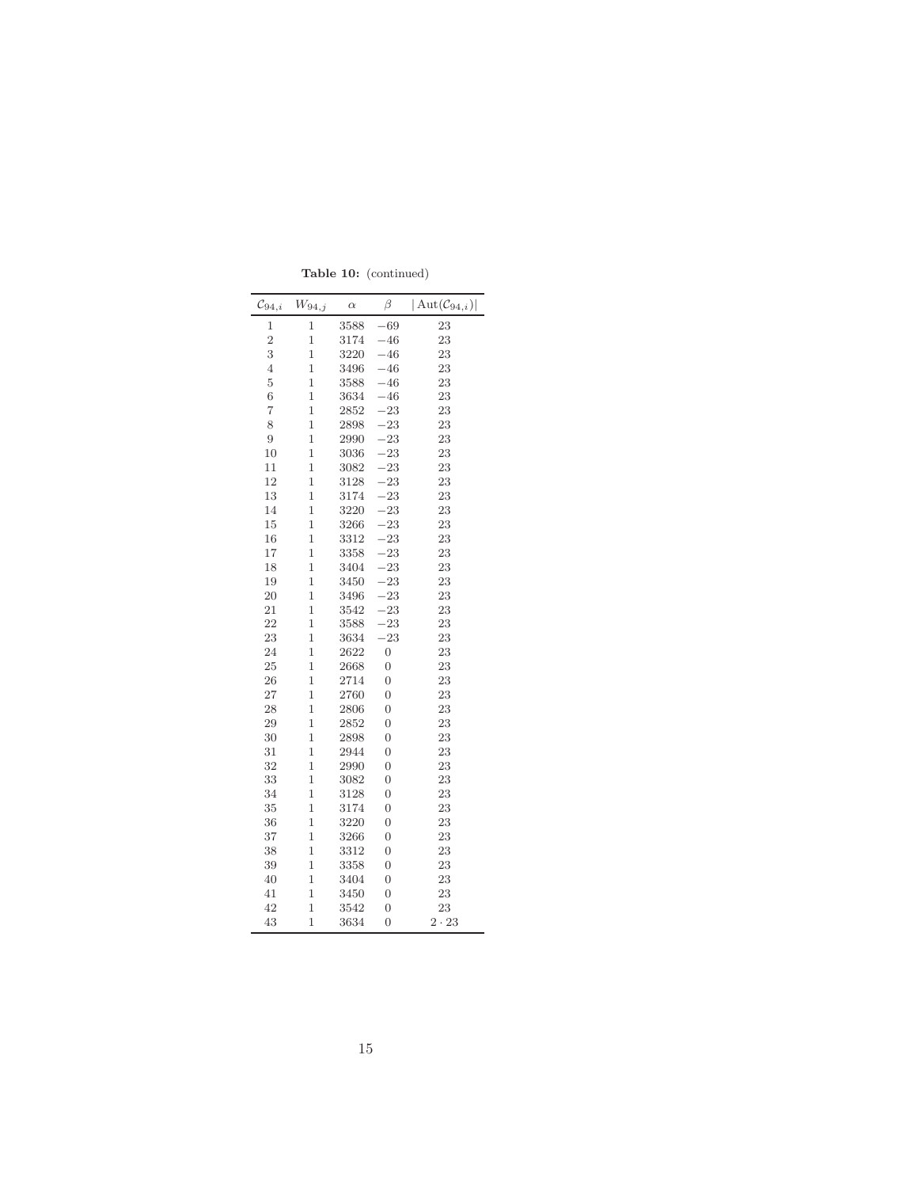**Table 10:** (continued)

| $\mathcal{C}_{94,i}$ | $W_{94,j}$ | $\alpha$ | $\beta$ | $\lvert \mathrm{Aut}(\mathcal{C}_{94,i}) \rvert$ |
|---|---|---|---|---|
| 1 | 1 | 3588 | $-69$ | 23 |
| 2 | 1 | 3174 | $-46$ | 23 |
| 3 | 1 | 3220 | $-46$ | 23 |
| 4 | 1 | 3496 | $-46$ | 23 |
| 5 | 1 | 3588 | $-46$ | 23 |
| 6 | 1 | 3634 | $-46$ | 23 |
| 7 | 1 | 2852 | $-23$ | 23 |
| 8 | 1 | 2898 | $-23$ | 23 |
| 9 | 1 | 2990 | $-23$ | 23 |
| 10 | 1 | 3036 | $-23$ | 23 |
| 11 | 1 | 3082 | $-23$ | 23 |
| 12 | 1 | 3128 | $-23$ | 23 |
| 13 | 1 | 3174 | $-23$ | 23 |
| 14 | 1 | 3220 | $-23$ | 23 |
| 15 | 1 | 3266 | $-23$ | 23 |
| 16 | 1 | 3312 | $-23$ | 23 |
| 17 | 1 | 3358 | $-23$ | 23 |
| 18 | 1 | 3404 | $-23$ | 23 |
| 19 | 1 | 3450 | $-23$ | 23 |
| 20 | 1 | 3496 | $-23$ | 23 |
| 21 | 1 | 3542 | $-23$ | 23 |
| 22 | 1 | 3588 | $-23$ | 23 |
| 23 | 1 | 3634 | $-23$ | 23 |
| 24 | 1 | 2622 | 0 | 23 |
| 25 | 1 | 2668 | 0 | 23 |
| 26 | 1 | 2714 | 0 | 23 |
| 27 | 1 | 2760 | 0 | 23 |
| 28 | 1 | 2806 | 0 | 23 |
| 29 | 1 | 2852 | 0 | 23 |
| 30 | 1 | 2898 | 0 | 23 |
| 31 | 1 | 2944 | 0 | 23 |
| 32 | 1 | 2990 | 0 | 23 |
| 33 | 1 | 3082 | 0 | 23 |
| 34 | 1 | 3128 | 0 | 23 |
| 35 | 1 | 3174 | 0 | 23 |
| 36 | 1 | 3220 | 0 | 23 |
| 37 | 1 | 3266 | 0 | 23 |
| 38 | 1 | 3312 | 0 | 23 |
| 39 | 1 | 3358 | 0 | 23 |
| 40 | 1 | 3404 | 0 | 23 |
| 41 | 1 | 3450 | 0 | 23 |
| 42 | 1 | 3542 | 0 | 23 |
| 43 | 1 | 3634 | 0 | $2 \cdot 23$ |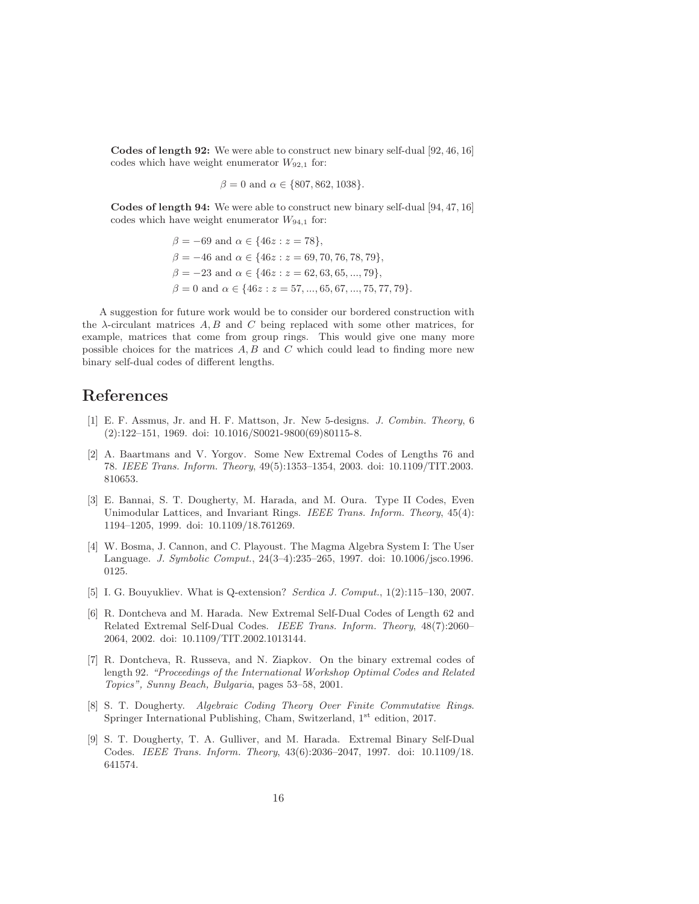**Codes of length 92:** We were able to construct new binary self-dual $[92, 46, 16]$ codes which have weight enumerator $W_{92,1}$ for:

$$\beta = 0 \text{ and } \alpha \in \{807, 862, 1038\}.$$

**Codes of length 94:** We were able to construct new binary self-dual $[94, 47, 16]$ codes which have weight enumerator $W_{94,1}$ for:

$$\beta = -69 \text{ and } \alpha \in \{46z : z = 78\},$$
$$\beta = -46 \text{ and } \alpha \in \{46z : z = 69, 70, 76, 78, 79\},$$
$$\beta = -23 \text{ and } \alpha \in \{46z : z = 62, 63, 65, ..., 79\},$$
$$\beta = 0 \text{ and } \alpha \in \{46z : z = 57, ..., 65, 67, ..., 75, 77, 79\}.$$

A suggestion for future work would be to consider our bordered construction with the $\lambda$-circulant matrices $A, B$ and $C$ being replaced with some other matrices, for example, matrices that come from group rings. This would give one many more possible choices for the matrices $A, B$ and $C$ which could lead to finding more new binary self-dual codes of different lengths.

# References

[1] E. F. Assmus, Jr. and H. F. Mattson, Jr. New 5-designs. *J. Combin. Theory*, 6 (2):122–151, 1969. doi: 10.1016/S0021-9800(69)80115-8.

[2] A. Baartmans and V. Yorgov. Some New Extremal Codes of Lengths 76 and 78. *IEEE Trans. Inform. Theory*, 49(5):1353–1354, 2003. doi: 10.1109/TIT.2003.810653.

[3] E. Bannai, S. T. Dougherty, M. Harada, and M. Oura. Type II Codes, Even Unimodular Lattices, and Invariant Rings. *IEEE Trans. Inform. Theory*, 45(4): 1194–1205, 1999. doi: 10.1109/18.761269.

[4] W. Bosma, J. Cannon, and C. Playoust. The Magma Algebra System I: The User Language. *J. Symbolic Comput.*, 24(3–4):235–265, 1997. doi: 10.1006/jsco.1996.0125.

[5] I. G. Bouyukliev. What is Q-extension? *Serdica J. Comput.*, 1(2):115–130, 2007.

[6] R. Dontcheva and M. Harada. New Extremal Self-Dual Codes of Length 62 and Related Extremal Self-Dual Codes. *IEEE Trans. Inform. Theory*, 48(7):2060–2064, 2002. doi: 10.1109/TIT.2002.1013144.

[7] R. Dontcheva, R. Russeva, and N. Ziapkov. On the binary extremal codes of length 92. *"Proceedings of the International Workshop Optimal Codes and Related Topics", Sunny Beach, Bulgaria*, pages 53–58, 2001.

[8] S. T. Dougherty. *Algebraic Coding Theory Over Finite Commutative Rings*. Springer International Publishing, Cham, Switzerland, 1st edition, 2017.

[9] S. T. Dougherty, T. A. Gulliver, and M. Harada. Extremal Binary Self-Dual Codes. *IEEE Trans. Inform. Theory*, 43(6):2036–2047, 1997. doi: 10.1109/18.641574.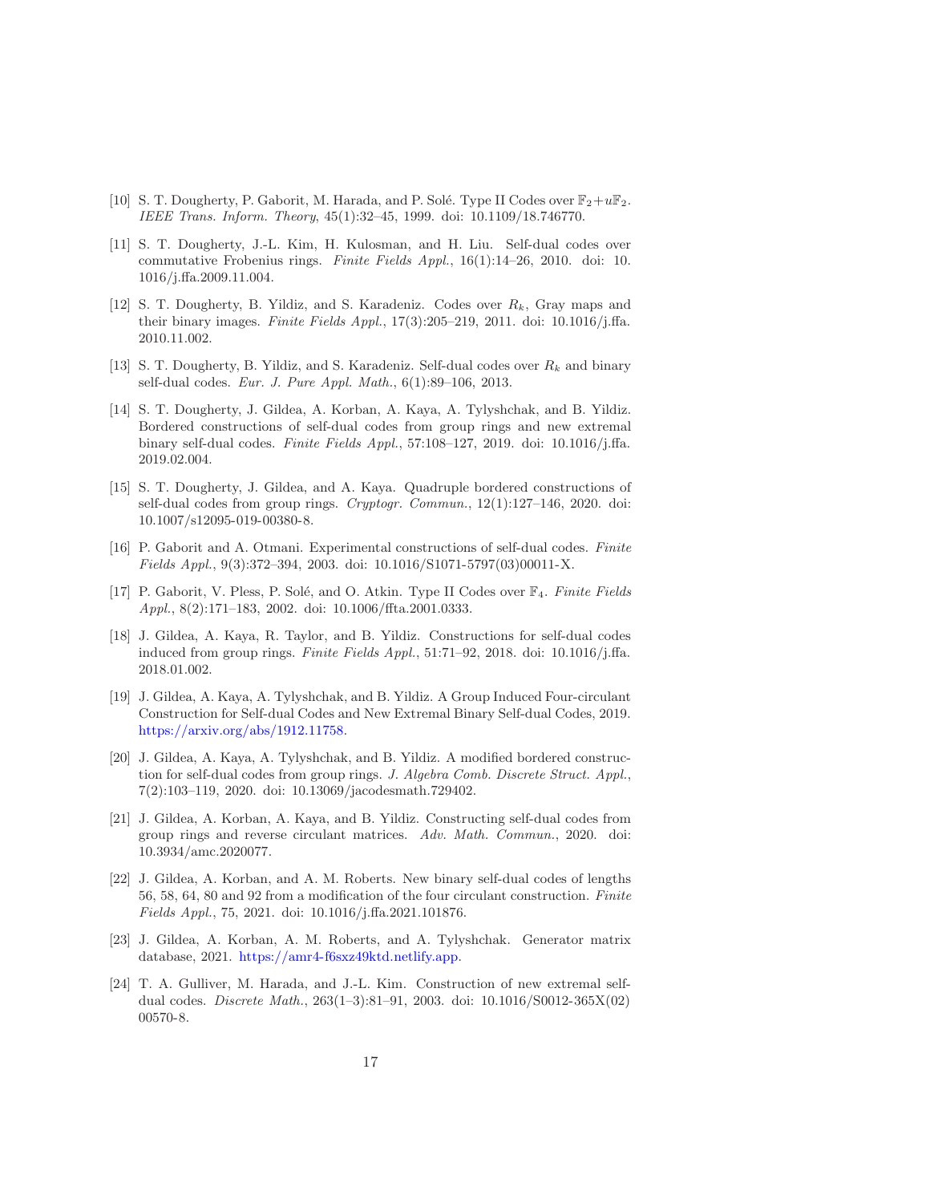[10] S. T. Dougherty, P. Gaborit, M. Harada, and P. Solé. Type II Codes over $\mathbb{F}_2+u\mathbb{F}_2$. *IEEE Trans. Inform. Theory*, 45(1):32–45, 1999. doi: 10.1109/18.746770.

[11] S. T. Dougherty, J.-L. Kim, H. Kulosman, and H. Liu. Self-dual codes over commutative Frobenius rings. *Finite Fields Appl.*, 16(1):14–26, 2010. doi: 10.1016/j.ffa.2009.11.004.

[12] S. T. Dougherty, B. Yildiz, and S. Karadeniz. Codes over $R_k$, Gray maps and their binary images. *Finite Fields Appl.*, 17(3):205–219, 2011. doi: 10.1016/j.ffa.2010.11.002.

[13] S. T. Dougherty, B. Yildiz, and S. Karadeniz. Self-dual codes over $R_k$ and binary self-dual codes. *Eur. J. Pure Appl. Math.*, 6(1):89–106, 2013.

[14] S. T. Dougherty, J. Gildea, A. Korban, A. Kaya, A. Tylyshchak, and B. Yildiz. Bordered constructions of self-dual codes from group rings and new extremal binary self-dual codes. *Finite Fields Appl.*, 57:108–127, 2019. doi: 10.1016/j.ffa.2019.02.004.

[15] S. T. Dougherty, J. Gildea, and A. Kaya. Quadruple bordered constructions of self-dual codes from group rings. *Cryptogr. Commun.*, 12(1):127–146, 2020. doi: 10.1007/s12095-019-00380-8.

[16] P. Gaborit and A. Otmani. Experimental constructions of self-dual codes. *Finite Fields Appl.*, 9(3):372–394, 2003. doi: 10.1016/S1071-5797(03)00011-X.

[17] P. Gaborit, V. Pless, P. Solé, and O. Atkin. Type II Codes over $\mathbb{F}_4$. *Finite Fields Appl.*, 8(2):171–183, 2002. doi: 10.1006/ffta.2001.0333.

[18] J. Gildea, A. Kaya, R. Taylor, and B. Yildiz. Constructions for self-dual codes induced from group rings. *Finite Fields Appl.*, 51:71–92, 2018. doi: 10.1016/j.ffa.2018.01.002.

[19] J. Gildea, A. Kaya, A. Tylyshchak, and B. Yildiz. A Group Induced Four-circulant Construction for Self-dual Codes and New Extremal Binary Self-dual Codes, 2019. https://arxiv.org/abs/1912.11758.

[20] J. Gildea, A. Kaya, A. Tylyshchak, and B. Yildiz. A modified bordered construction for self-dual codes from group rings. *J. Algebra Comb. Discrete Struct. Appl.*, 7(2):103–119, 2020. doi: 10.13069/jacodesmath.729402.

[21] J. Gildea, A. Korban, A. Kaya, and B. Yildiz. Constructing self-dual codes from group rings and reverse circulant matrices. *Adv. Math. Commun.*, 2020. doi: 10.3934/amc.2020077.

[22] J. Gildea, A. Korban, and A. M. Roberts. New binary self-dual codes of lengths 56, 58, 64, 80 and 92 from a modification of the four circulant construction. *Finite Fields Appl.*, 75, 2021. doi: 10.1016/j.ffa.2021.101876.

[23] J. Gildea, A. Korban, A. M. Roberts, and A. Tylyshchak. Generator matrix database, 2021. https://amr4-f6sxz49ktd.netlify.app.

[24] T. A. Gulliver, M. Harada, and J.-L. Kim. Construction of new extremal self-dual codes. *Discrete Math.*, 263(1–3):81–91, 2003. doi: 10.1016/S0012-365X(02)00570-8.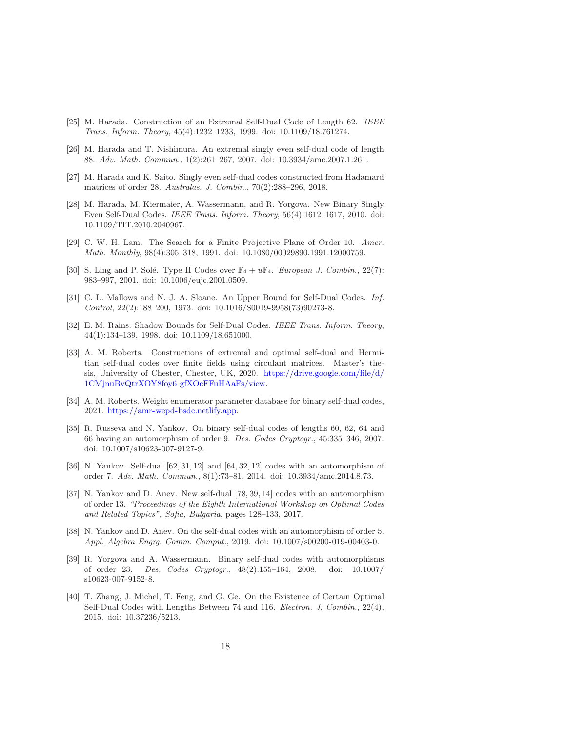[25] M. Harada. Construction of an Extremal Self-Dual Code of Length 62. *IEEE Trans. Inform. Theory*, 45(4):1232–1233, 1999. doi: 10.1109/18.761274.

[26] M. Harada and T. Nishimura. An extremal singly even self-dual code of length 88. *Adv. Math. Commun.*, 1(2):261–267, 2007. doi: 10.3934/amc.2007.1.261.

[27] M. Harada and K. Saito. Singly even self-dual codes constructed from Hadamard matrices of order 28. *Australas. J. Combin.*, 70(2):288–296, 2018.

[28] M. Harada, M. Kiermaier, A. Wassermann, and R. Yorgova. New Binary Singly Even Self-Dual Codes. *IEEE Trans. Inform. Theory*, 56(4):1612–1617, 2010. doi: 10.1109/TIT.2010.2040967.

[29] C. W. H. Lam. The Search for a Finite Projective Plane of Order 10. *Amer. Math. Monthly*, 98(4):305–318, 1991. doi: 10.1080/00029890.1991.12000759.

[30] S. Ling and P. Solé. Type II Codes over $\mathbb{F}_4 + u\mathbb{F}_4$. *European J. Combin.*, 22(7): 983–997, 2001. doi: 10.1006/eujc.2001.0509.

[31] C. L. Mallows and N. J. A. Sloane. An Upper Bound for Self-Dual Codes. *Inf. Control*, 22(2):188–200, 1973. doi: 10.1016/S0019-9958(73)90273-8.

[32] E. M. Rains. Shadow Bounds for Self-Dual Codes. *IEEE Trans. Inform. Theory*, 44(1):134–139, 1998. doi: 10.1109/18.651000.

[33] A. M. Roberts. Constructions of extremal and optimal self-dual and Hermitian self-dual codes over finite fields using circulant matrices. Master's thesis, University of Chester, Chester, UK, 2020. https://drive.google.com/file/d/1CMjnuBvQtrXOY8foy6_gfXOcFFuHAaFs/view.

[34] A. M. Roberts. Weight enumerator parameter database for binary self-dual codes, 2021. https://amr-wepd-bsdc.netlify.app.

[35] R. Russeva and N. Yankov. On binary self-dual codes of lengths 60, 62, 64 and 66 having an automorphism of order 9. *Des. Codes Cryptogr.*, 45:335–346, 2007. doi: 10.1007/s10623-007-9127-9.

[36] N. Yankov. Self-dual $[62, 31, 12]$ and $[64, 32, 12]$ codes with an automorphism of order 7. *Adv. Math. Commun.*, 8(1):73–81, 2014. doi: 10.3934/amc.2014.8.73.

[37] N. Yankov and D. Anev. New self-dual $[78, 39, 14]$ codes with an automorphism of order 13. *"Proceedings of the Eighth International Workshop on Optimal Codes and Related Topics", Sofia, Bulgaria*, pages 128–133, 2017.

[38] N. Yankov and D. Anev. On the self-dual codes with an automorphism of order 5. *Appl. Algebra Engrg. Comm. Comput.*, 2019. doi: 10.1007/s00200-019-00403-0.

[39] R. Yorgova and A. Wassermann. Binary self-dual codes with automorphisms of order 23. *Des. Codes Cryptogr.*, 48(2):155–164, 2008. doi: 10.1007/s10623-007-9152-8.

[40] T. Zhang, J. Michel, T. Feng, and G. Ge. On the Existence of Certain Optimal Self-Dual Codes with Lengths Between 74 and 116. *Electron. J. Combin.*, 22(4), 2015. doi: 10.37236/5213.